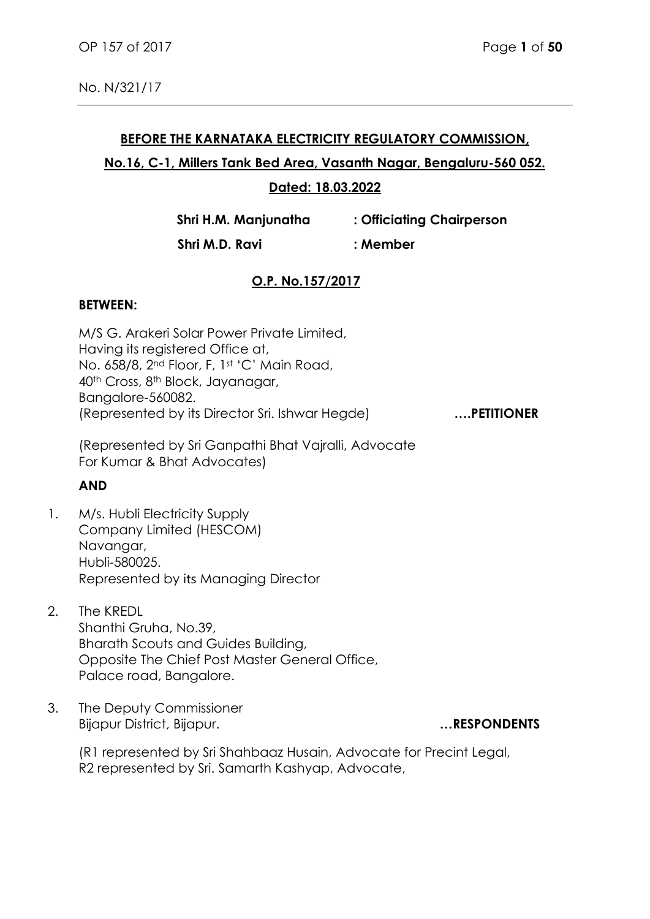No. N/321/17

**BEFORE THE KARNATAKA ELECTRICITY REGULATORY COMMISSION,**

**No.16, C-1, Millers Tank Bed Area, Vasanth Nagar, Bengaluru-560 052.**

**Dated: 18.03.2022**

**Shri H.M. Manjunatha : Officiating Chairperson**

**Shri M.D. Ravi : Member**

**O.P. No.157/2017**

**BETWEEN:**

M/S G. Arakeri Solar Power Private Limited,
Having its registered Office at,
No. 658/8, 2nd Floor, F, 1st 'C' Main Road,
40th Cross, 8th Block, Jayanagar,
Bangalore-560082.
(Represented by its Director Sri. Ishwar Hegde) **….PETITIONER**

(Represented by Sri Ganpathi Bhat Vajralli, Advocate
For Kumar & Bhat Advocates)

**AND**

1. M/s. Hubli Electricity Supply
   Company Limited (HESCOM)
   Navangar,
   Hubli-580025.
   Represented by its Managing Director

2. The KREDL
   Shanthi Gruha, No.39,
   Bharath Scouts and Guides Building,
   Opposite The Chief Post Master General Office,
   Palace road, Bangalore.

3. The Deputy Commissioner
   Bijapur District, Bijapur. **…RESPONDENTS**

(R1 represented by Sri Shahbaaz Husain, Advocate for Precint Legal,
R2 represented by Sri. Samarth Kashyap, Advocate,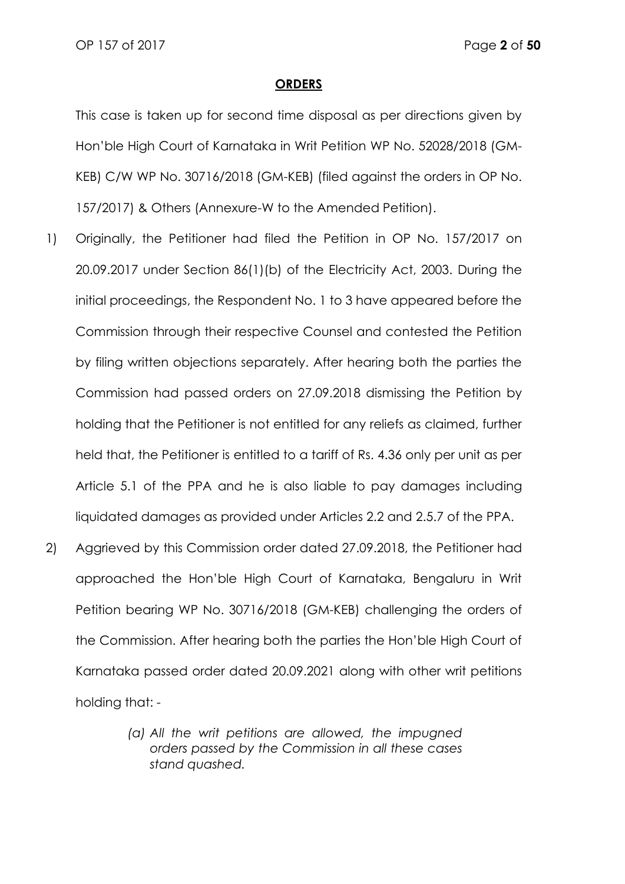**ORDERS**

This case is taken up for second time disposal as per directions given by Hon'ble High Court of Karnataka in Writ Petition WP No. 52028/2018 (GM-KEB) C/W WP No. 30716/2018 (GM-KEB) (filed against the orders in OP No. 157/2017) & Others (Annexure-W to the Amended Petition).

1) Originally, the Petitioner had filed the Petition in OP No. 157/2017 on 20.09.2017 under Section 86(1)(b) of the Electricity Act, 2003. During the initial proceedings, the Respondent No. 1 to 3 have appeared before the Commission through their respective Counsel and contested the Petition by filing written objections separately. After hearing both the parties the Commission had passed orders on 27.09.2018 dismissing the Petition by holding that the Petitioner is not entitled for any reliefs as claimed, further held that, the Petitioner is entitled to a tariff of Rs. 4.36 only per unit as per Article 5.1 of the PPA and he is also liable to pay damages including liquidated damages as provided under Articles 2.2 and 2.5.7 of the PPA.

2) Aggrieved by this Commission order dated 27.09.2018, the Petitioner had approached the Hon'ble High Court of Karnataka, Bengaluru in Writ Petition bearing WP No. 30716/2018 (GM-KEB) challenging the orders of the Commission. After hearing both the parties the Hon'ble High Court of Karnataka passed order dated 20.09.2021 along with other writ petitions holding that: -

> *(a) All the writ petitions are allowed, the impugned orders passed by the Commission in all these cases stand quashed.*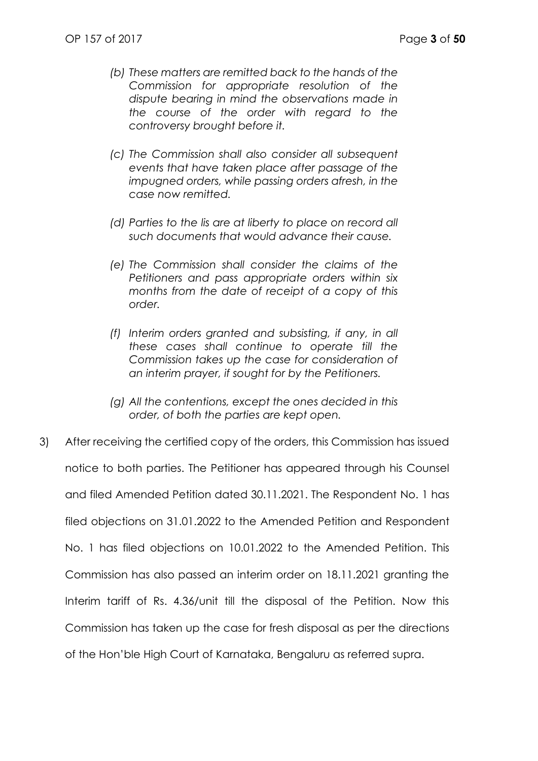*(b) These matters are remitted back to the hands of the Commission for appropriate resolution of the dispute bearing in mind the observations made in the course of the order with regard to the controversy brought before it.*

*(c) The Commission shall also consider all subsequent events that have taken place after passage of the impugned orders, while passing orders afresh, in the case now remitted.*

*(d) Parties to the lis are at liberty to place on record all such documents that would advance their cause.*

*(e) The Commission shall consider the claims of the Petitioners and pass appropriate orders within six months from the date of receipt of a copy of this order.*

*(f) Interim orders granted and subsisting, if any, in all these cases shall continue to operate till the Commission takes up the case for consideration of an interim prayer, if sought for by the Petitioners.*

*(g) All the contentions, except the ones decided in this order, of both the parties are kept open.*

3) After receiving the certified copy of the orders, this Commission has issued notice to both parties. The Petitioner has appeared through his Counsel and filed Amended Petition dated 30.11.2021. The Respondent No. 1 has filed objections on 31.01.2022 to the Amended Petition and Respondent No. 1 has filed objections on 10.01.2022 to the Amended Petition. This Commission has also passed an interim order on 18.11.2021 granting the Interim tariff of Rs. 4.36/unit till the disposal of the Petition. Now this Commission has taken up the case for fresh disposal as per the directions of the Hon'ble High Court of Karnataka, Bengaluru as referred supra.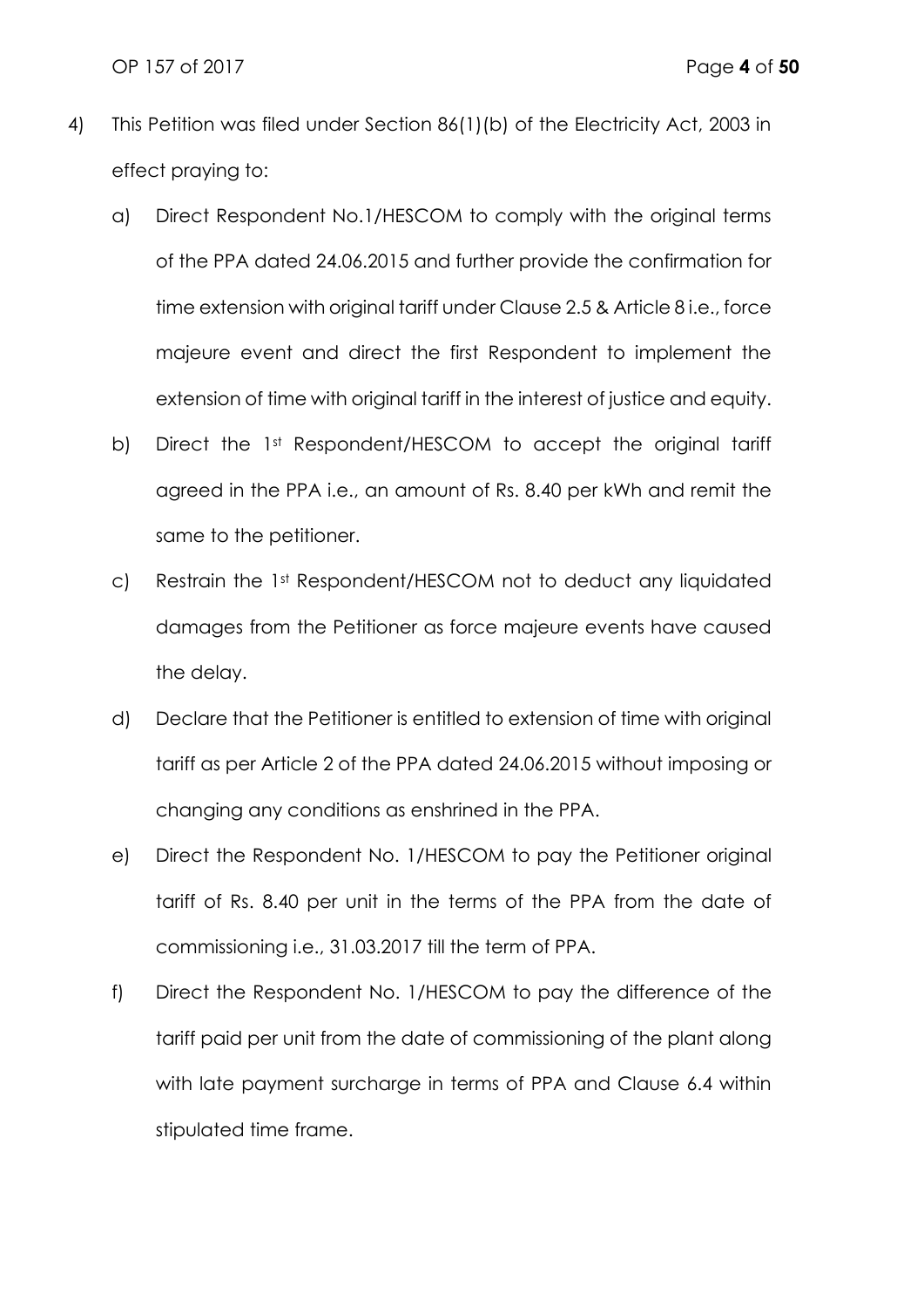4) This Petition was filed under Section 86(1)(b) of the Electricity Act, 2003 in effect praying to:

   a) Direct Respondent No.1/HESCOM to comply with the original terms of the PPA dated 24.06.2015 and further provide the confirmation for time extension with original tariff under Clause 2.5 & Article 8 i.e., force majeure event and direct the first Respondent to implement the extension of time with original tariff in the interest of justice and equity.

   b) Direct the 1st Respondent/HESCOM to accept the original tariff agreed in the PPA i.e., an amount of Rs. 8.40 per kWh and remit the same to the petitioner.

   c) Restrain the 1st Respondent/HESCOM not to deduct any liquidated damages from the Petitioner as force majeure events have caused the delay.

   d) Declare that the Petitioner is entitled to extension of time with original tariff as per Article 2 of the PPA dated 24.06.2015 without imposing or changing any conditions as enshrined in the PPA.

   e) Direct the Respondent No. 1/HESCOM to pay the Petitioner original tariff of Rs. 8.40 per unit in the terms of the PPA from the date of commissioning i.e., 31.03.2017 till the term of PPA.

   f) Direct the Respondent No. 1/HESCOM to pay the difference of the tariff paid per unit from the date of commissioning of the plant along with late payment surcharge in terms of PPA and Clause 6.4 within stipulated time frame.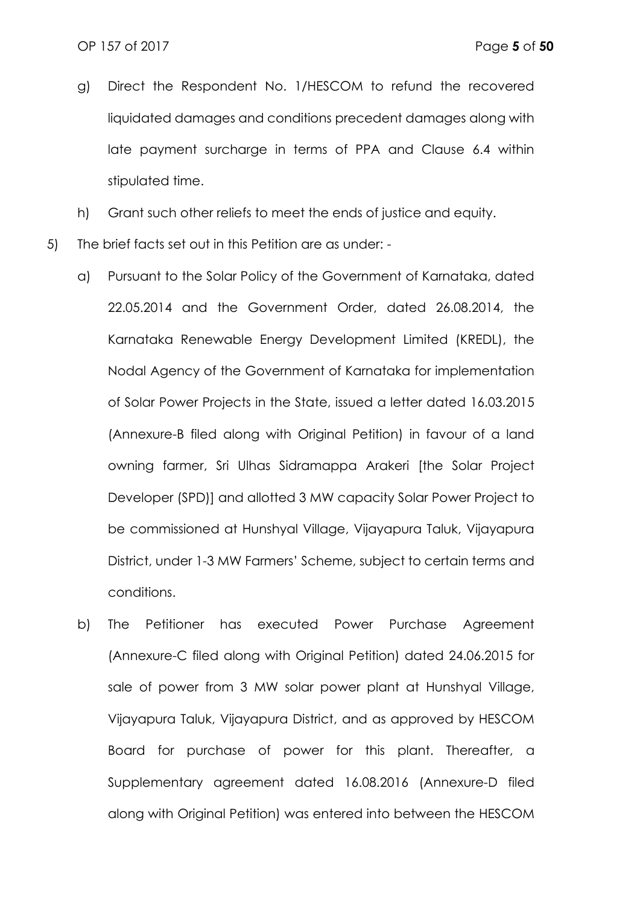g) Direct the Respondent No. 1/HESCOM to refund the recovered liquidated damages and conditions precedent damages along with late payment surcharge in terms of PPA and Clause 6.4 within stipulated time.

h) Grant such other reliefs to meet the ends of justice and equity.

5) The brief facts set out in this Petition are as under: -

   a) Pursuant to the Solar Policy of the Government of Karnataka, dated 22.05.2014 and the Government Order, dated 26.08.2014, the Karnataka Renewable Energy Development Limited (KREDL), the Nodal Agency of the Government of Karnataka for implementation of Solar Power Projects in the State, issued a letter dated 16.03.2015 (Annexure-B filed along with Original Petition) in favour of a land owning farmer, Sri Ulhas Sidramappa Arakeri [the Solar Project Developer (SPD)] and allotted 3 MW capacity Solar Power Project to be commissioned at Hunshyal Village, Vijayapura Taluk, Vijayapura District, under 1-3 MW Farmers' Scheme, subject to certain terms and conditions.

   b) The Petitioner has executed Power Purchase Agreement (Annexure-C filed along with Original Petition) dated 24.06.2015 for sale of power from 3 MW solar power plant at Hunshyal Village, Vijayapura Taluk, Vijayapura District, and as approved by HESCOM Board for purchase of power for this plant. Thereafter, a Supplementary agreement dated 16.08.2016 (Annexure-D filed along with Original Petition) was entered into between the HESCOM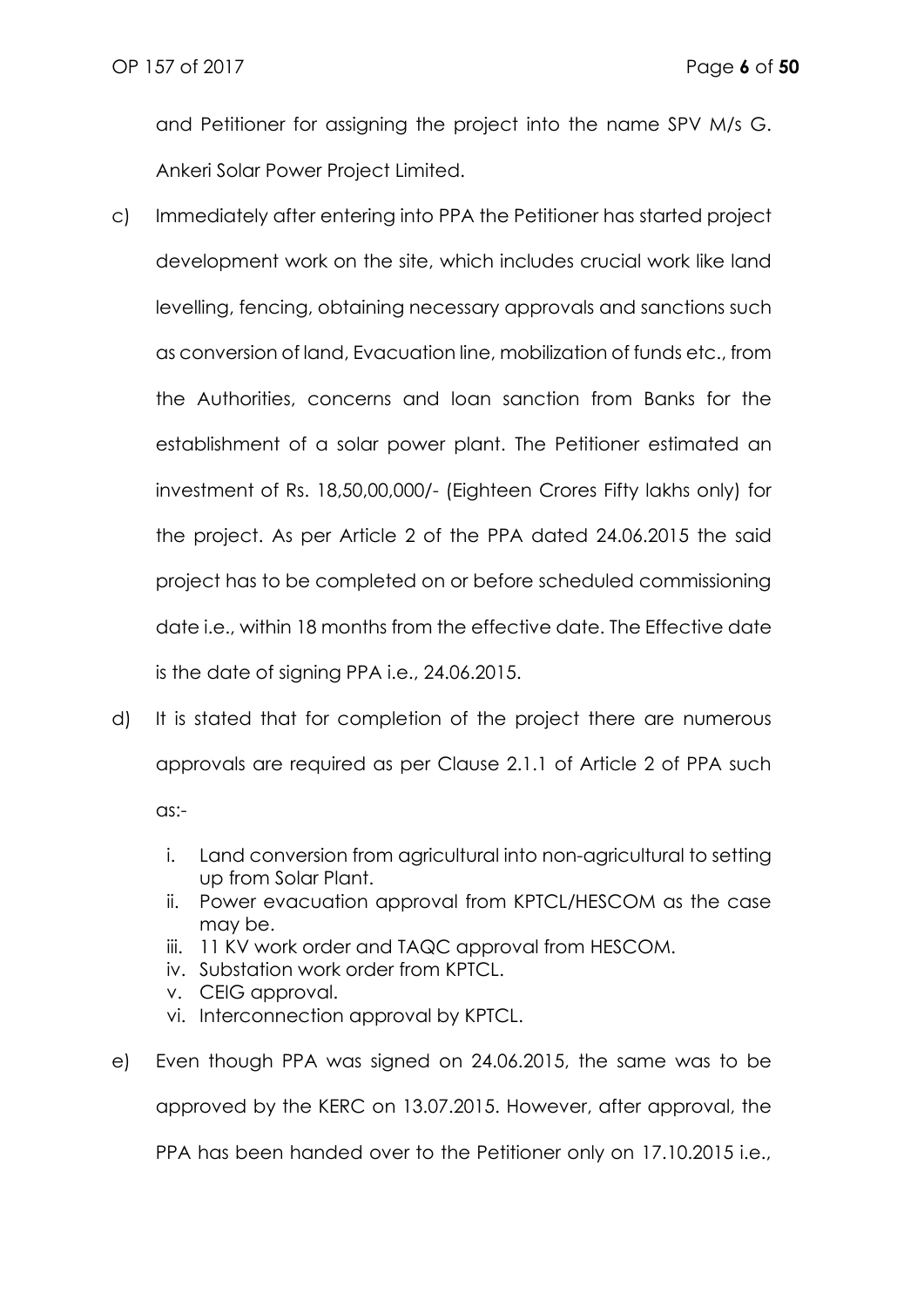and Petitioner for assigning the project into the name SPV M/s G. Ankeri Solar Power Project Limited.

c) Immediately after entering into PPA the Petitioner has started project development work on the site, which includes crucial work like land levelling, fencing, obtaining necessary approvals and sanctions such as conversion of land, Evacuation line, mobilization of funds etc., from the Authorities, concerns and loan sanction from Banks for the establishment of a solar power plant. The Petitioner estimated an investment of Rs. 18,50,00,000/- (Eighteen Crores Fifty lakhs only) for the project. As per Article 2 of the PPA dated 24.06.2015 the said project has to be completed on or before scheduled commissioning date i.e., within 18 months from the effective date. The Effective date is the date of signing PPA i.e., 24.06.2015.

d) It is stated that for completion of the project there are numerous approvals are required as per Clause 2.1.1 of Article 2 of PPA such as:-

   i. Land conversion from agricultural into non-agricultural to setting up from Solar Plant.
   ii. Power evacuation approval from KPTCL/HESCOM as the case may be.
   iii. 11 KV work order and TAQC approval from HESCOM.
   iv. Substation work order from KPTCL.
   v. CEIG approval.
   vi. Interconnection approval by KPTCL.

e) Even though PPA was signed on 24.06.2015, the same was to be approved by the KERC on 13.07.2015. However, after approval, the PPA has been handed over to the Petitioner only on 17.10.2015 i.e.,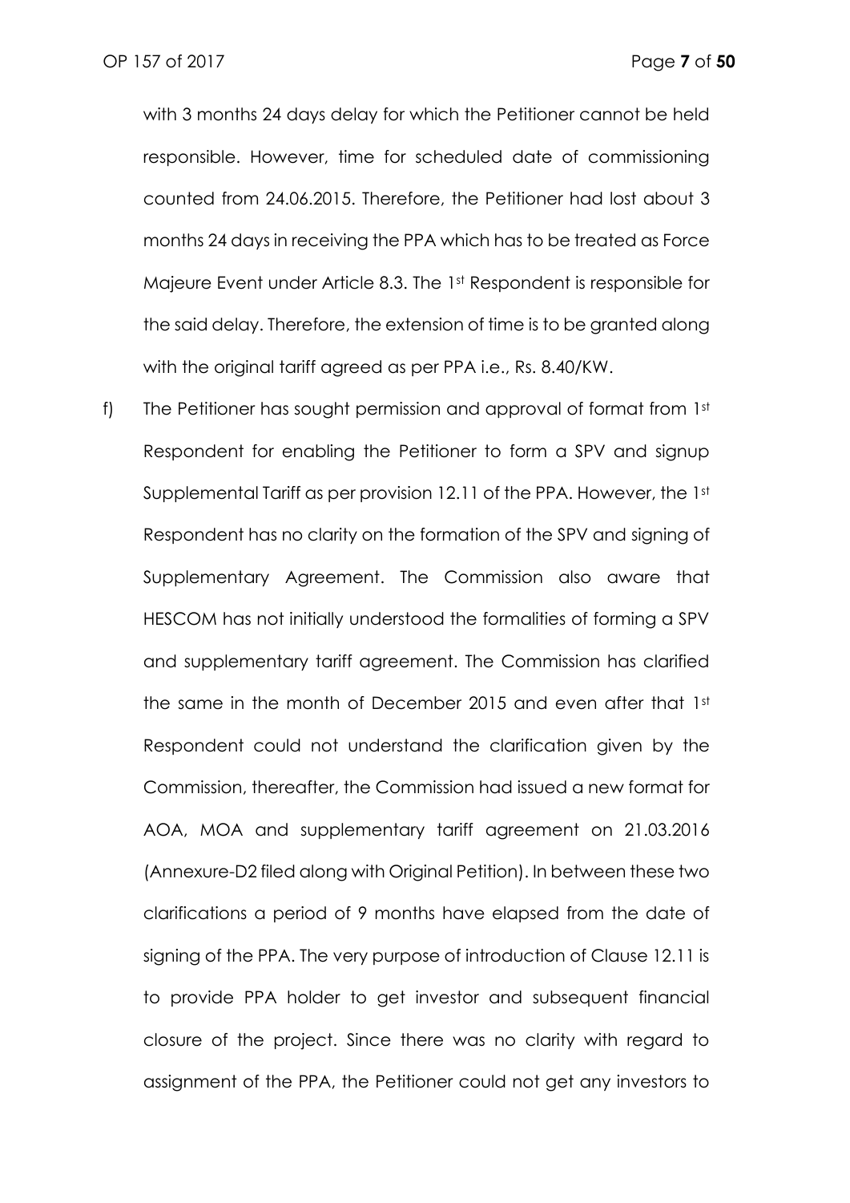with 3 months 24 days delay for which the Petitioner cannot be held responsible. However, time for scheduled date of commissioning counted from 24.06.2015. Therefore, the Petitioner had lost about 3 months 24 days in receiving the PPA which has to be treated as Force Majeure Event under Article 8.3. The 1st Respondent is responsible for the said delay. Therefore, the extension of time is to be granted along with the original tariff agreed as per PPA i.e., Rs. 8.40/KW.

f) The Petitioner has sought permission and approval of format from 1st Respondent for enabling the Petitioner to form a SPV and signup Supplemental Tariff as per provision 12.11 of the PPA. However, the 1st Respondent has no clarity on the formation of the SPV and signing of Supplementary Agreement. The Commission also aware that HESCOM has not initially understood the formalities of forming a SPV and supplementary tariff agreement. The Commission has clarified the same in the month of December 2015 and even after that 1st Respondent could not understand the clarification given by the Commission, thereafter, the Commission had issued a new format for AOA, MOA and supplementary tariff agreement on 21.03.2016 (Annexure-D2 filed along with Original Petition). In between these two clarifications a period of 9 months have elapsed from the date of signing of the PPA. The very purpose of introduction of Clause 12.11 is to provide PPA holder to get investor and subsequent financial closure of the project. Since there was no clarity with regard to assignment of the PPA, the Petitioner could not get any investors to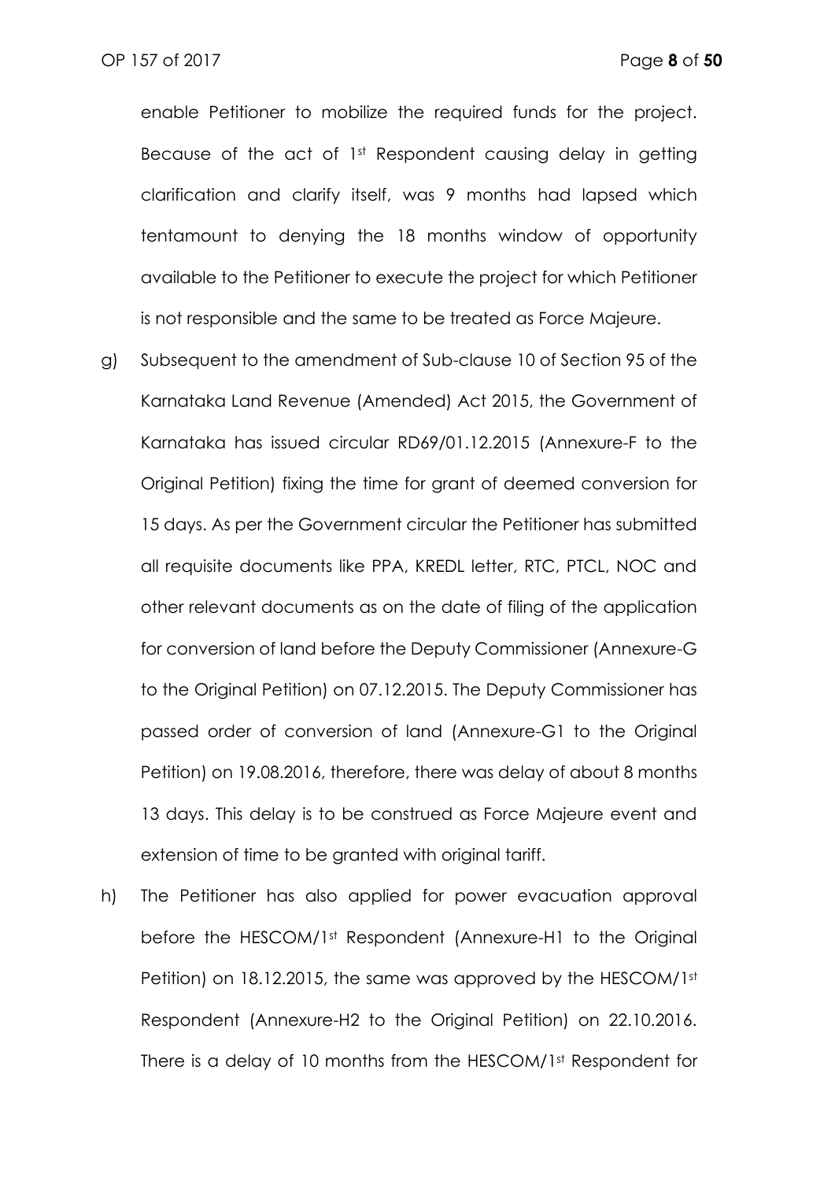enable Petitioner to mobilize the required funds for the project. Because of the act of 1st Respondent causing delay in getting clarification and clarify itself, was 9 months had lapsed which tentamount to denying the 18 months window of opportunity available to the Petitioner to execute the project for which Petitioner is not responsible and the same to be treated as Force Majeure.

g) Subsequent to the amendment of Sub-clause 10 of Section 95 of the Karnataka Land Revenue (Amended) Act 2015, the Government of Karnataka has issued circular RD69/01.12.2015 (Annexure-F to the Original Petition) fixing the time for grant of deemed conversion for 15 days. As per the Government circular the Petitioner has submitted all requisite documents like PPA, KREDL letter, RTC, PTCL, NOC and other relevant documents as on the date of filing of the application for conversion of land before the Deputy Commissioner (Annexure-G to the Original Petition) on 07.12.2015. The Deputy Commissioner has passed order of conversion of land (Annexure-G1 to the Original Petition) on 19.08.2016, therefore, there was delay of about 8 months 13 days. This delay is to be construed as Force Majeure event and extension of time to be granted with original tariff.

h) The Petitioner has also applied for power evacuation approval before the HESCOM/1st Respondent (Annexure-H1 to the Original Petition) on 18.12.2015, the same was approved by the HESCOM/1st Respondent (Annexure-H2 to the Original Petition) on 22.10.2016. There is a delay of 10 months from the HESCOM/1st Respondent for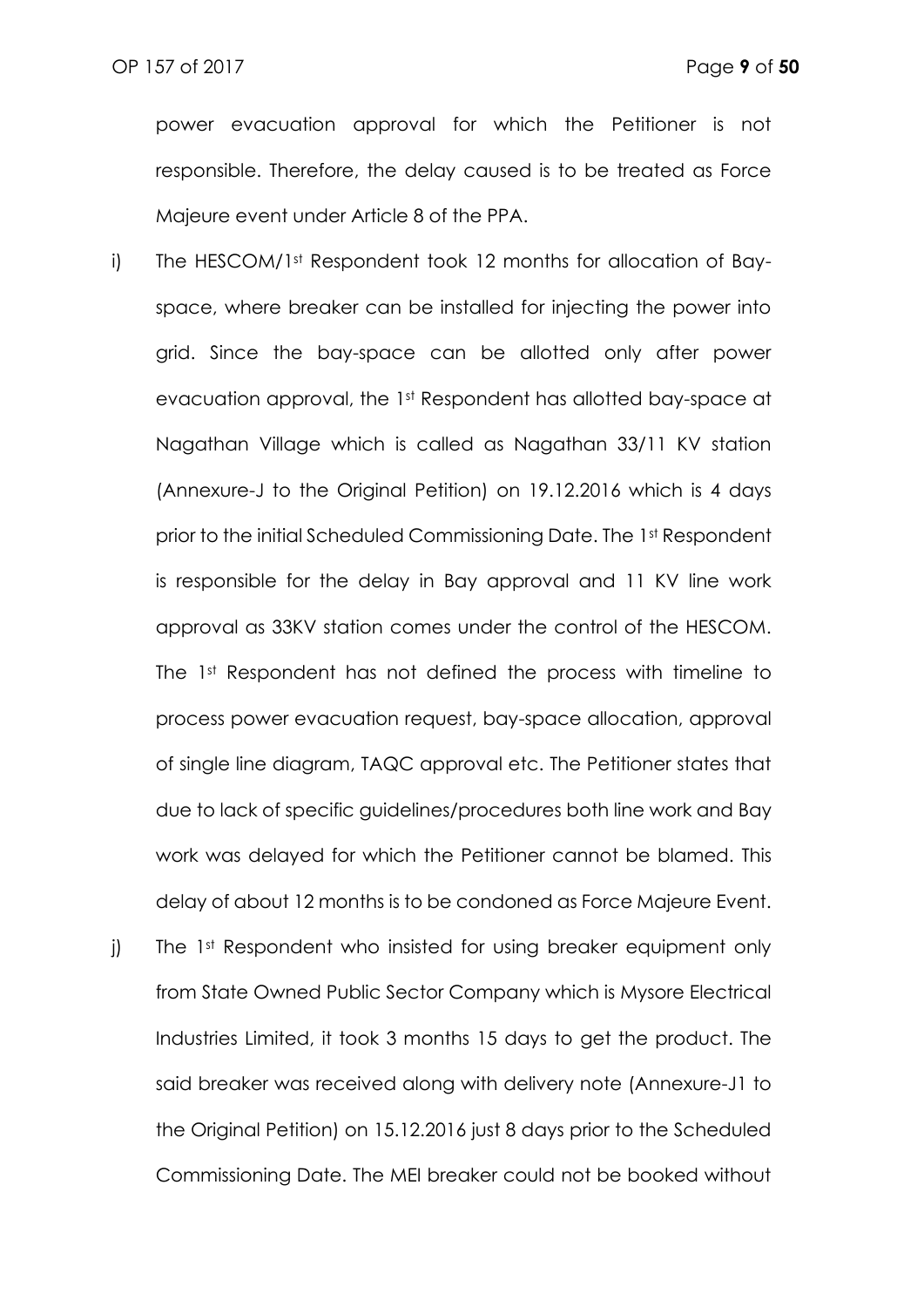power evacuation approval for which the Petitioner is not responsible. Therefore, the delay caused is to be treated as Force Majeure event under Article 8 of the PPA.

i) The HESCOM/1st Respondent took 12 months for allocation of Bay-space, where breaker can be installed for injecting the power into grid. Since the bay-space can be allotted only after power evacuation approval, the 1st Respondent has allotted bay-space at Nagathan Village which is called as Nagathan 33/11 KV station (Annexure-J to the Original Petition) on 19.12.2016 which is 4 days prior to the initial Scheduled Commissioning Date. The 1st Respondent is responsible for the delay in Bay approval and 11 KV line work approval as 33KV station comes under the control of the HESCOM. The 1st Respondent has not defined the process with timeline to process power evacuation request, bay-space allocation, approval of single line diagram, TAQC approval etc. The Petitioner states that due to lack of specific guidelines/procedures both line work and Bay work was delayed for which the Petitioner cannot be blamed. This delay of about 12 months is to be condoned as Force Majeure Event.

j) The 1st Respondent who insisted for using breaker equipment only from State Owned Public Sector Company which is Mysore Electrical Industries Limited, it took 3 months 15 days to get the product. The said breaker was received along with delivery note (Annexure-J1 to the Original Petition) on 15.12.2016 just 8 days prior to the Scheduled Commissioning Date. The MEI breaker could not be booked without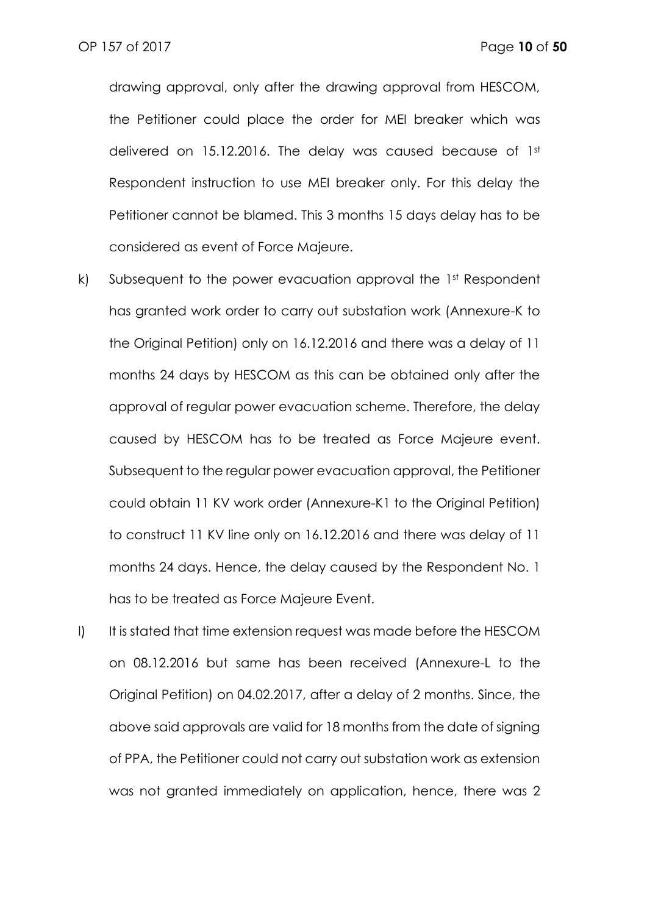drawing approval, only after the drawing approval from HESCOM, the Petitioner could place the order for MEI breaker which was delivered on 15.12.2016. The delay was caused because of 1st Respondent instruction to use MEI breaker only. For this delay the Petitioner cannot be blamed. This 3 months 15 days delay has to be considered as event of Force Majeure.

k) Subsequent to the power evacuation approval the 1st Respondent has granted work order to carry out substation work (Annexure-K to the Original Petition) only on 16.12.2016 and there was a delay of 11 months 24 days by HESCOM as this can be obtained only after the approval of regular power evacuation scheme. Therefore, the delay caused by HESCOM has to be treated as Force Majeure event. Subsequent to the regular power evacuation approval, the Petitioner could obtain 11 KV work order (Annexure-K1 to the Original Petition) to construct 11 KV line only on 16.12.2016 and there was delay of 11 months 24 days. Hence, the delay caused by the Respondent No. 1 has to be treated as Force Majeure Event.

l) It is stated that time extension request was made before the HESCOM on 08.12.2016 but same has been received (Annexure-L to the Original Petition) on 04.02.2017, after a delay of 2 months. Since, the above said approvals are valid for 18 months from the date of signing of PPA, the Petitioner could not carry out substation work as extension was not granted immediately on application, hence, there was 2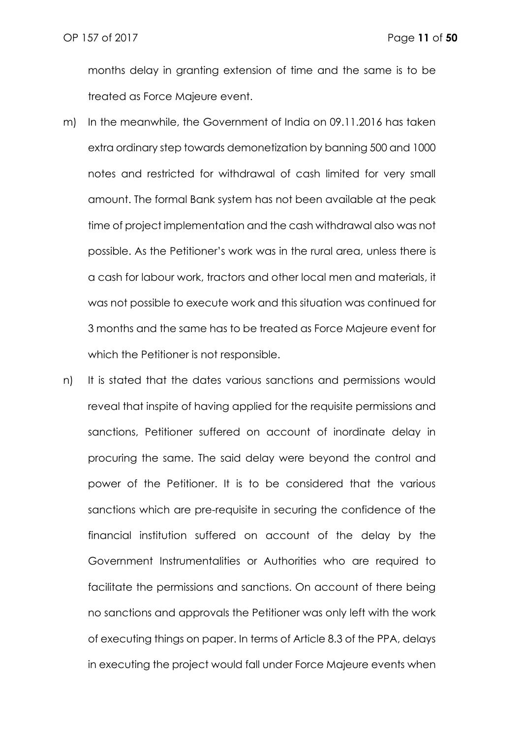months delay in granting extension of time and the same is to be treated as Force Majeure event.

m) In the meanwhile, the Government of India on 09.11.2016 has taken extra ordinary step towards demonetization by banning 500 and 1000 notes and restricted for withdrawal of cash limited for very small amount. The formal Bank system has not been available at the peak time of project implementation and the cash withdrawal also was not possible. As the Petitioner's work was in the rural area, unless there is a cash for labour work, tractors and other local men and materials, it was not possible to execute work and this situation was continued for 3 months and the same has to be treated as Force Majeure event for which the Petitioner is not responsible.

n) It is stated that the dates various sanctions and permissions would reveal that inspite of having applied for the requisite permissions and sanctions, Petitioner suffered on account of inordinate delay in procuring the same. The said delay were beyond the control and power of the Petitioner. It is to be considered that the various sanctions which are pre-requisite in securing the confidence of the financial institution suffered on account of the delay by the Government Instrumentalities or Authorities who are required to facilitate the permissions and sanctions. On account of there being no sanctions and approvals the Petitioner was only left with the work of executing things on paper. In terms of Article 8.3 of the PPA, delays in executing the project would fall under Force Majeure events when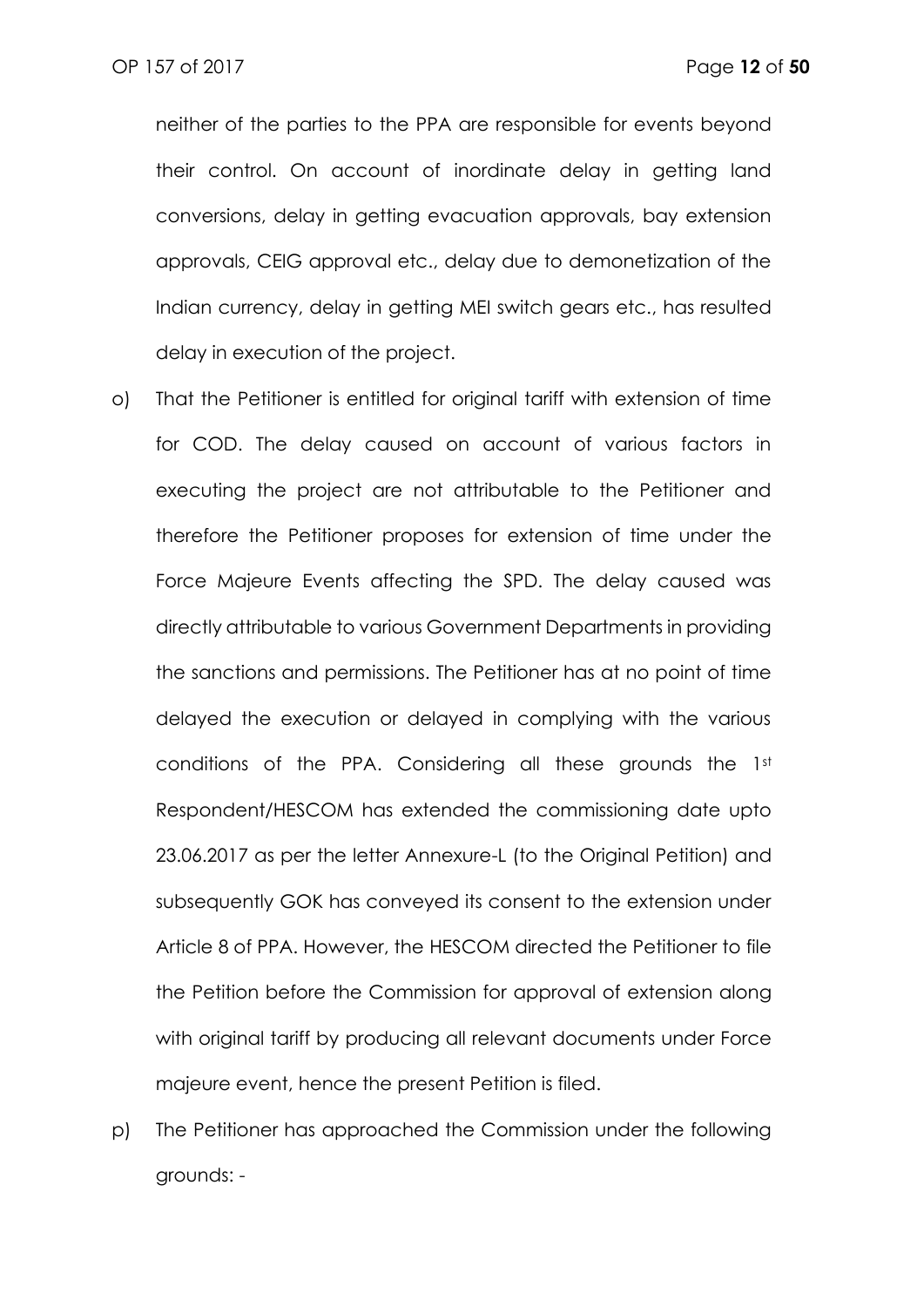neither of the parties to the PPA are responsible for events beyond their control. On account of inordinate delay in getting land conversions, delay in getting evacuation approvals, bay extension approvals, CEIG approval etc., delay due to demonetization of the Indian currency, delay in getting MEI switch gears etc., has resulted delay in execution of the project.

o) That the Petitioner is entitled for original tariff with extension of time for COD. The delay caused on account of various factors in executing the project are not attributable to the Petitioner and therefore the Petitioner proposes for extension of time under the Force Majeure Events affecting the SPD. The delay caused was directly attributable to various Government Departments in providing the sanctions and permissions. The Petitioner has at no point of time delayed the execution or delayed in complying with the various conditions of the PPA. Considering all these grounds the 1st Respondent/HESCOM has extended the commissioning date upto 23.06.2017 as per the letter Annexure-L (to the Original Petition) and subsequently GOK has conveyed its consent to the extension under Article 8 of PPA. However, the HESCOM directed the Petitioner to file the Petition before the Commission for approval of extension along with original tariff by producing all relevant documents under Force majeure event, hence the present Petition is filed.

p) The Petitioner has approached the Commission under the following grounds: -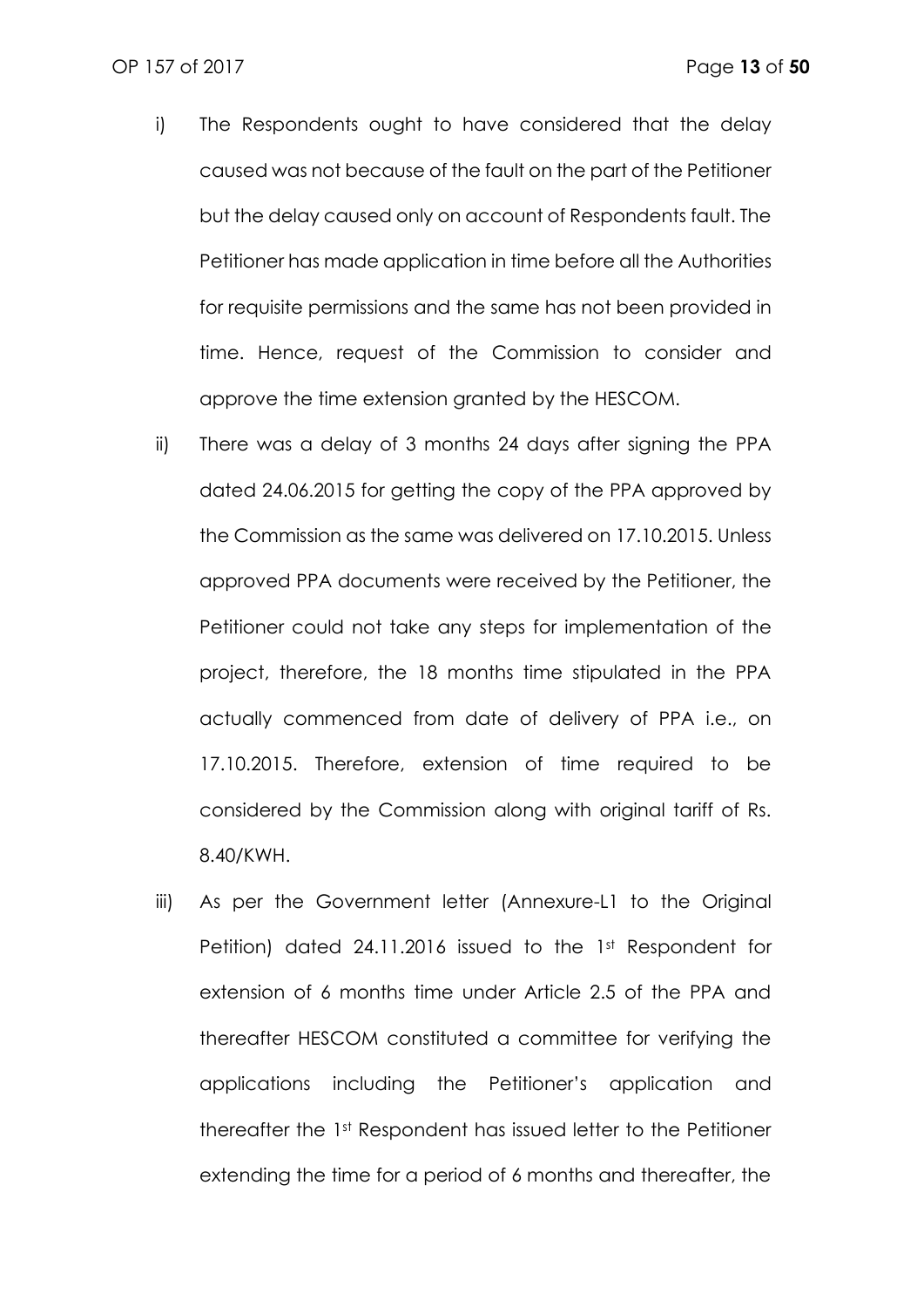i) The Respondents ought to have considered that the delay caused was not because of the fault on the part of the Petitioner but the delay caused only on account of Respondents fault. The Petitioner has made application in time before all the Authorities for requisite permissions and the same has not been provided in time. Hence, request of the Commission to consider and approve the time extension granted by the HESCOM.

ii) There was a delay of 3 months 24 days after signing the PPA dated 24.06.2015 for getting the copy of the PPA approved by the Commission as the same was delivered on 17.10.2015. Unless approved PPA documents were received by the Petitioner, the Petitioner could not take any steps for implementation of the project, therefore, the 18 months time stipulated in the PPA actually commenced from date of delivery of PPA i.e., on 17.10.2015. Therefore, extension of time required to be considered by the Commission along with original tariff of Rs. 8.40/KWH.

iii) As per the Government letter (Annexure-L1 to the Original Petition) dated 24.11.2016 issued to the 1st Respondent for extension of 6 months time under Article 2.5 of the PPA and thereafter HESCOM constituted a committee for verifying the applications including the Petitioner's application and thereafter the 1st Respondent has issued letter to the Petitioner extending the time for a period of 6 months and thereafter, the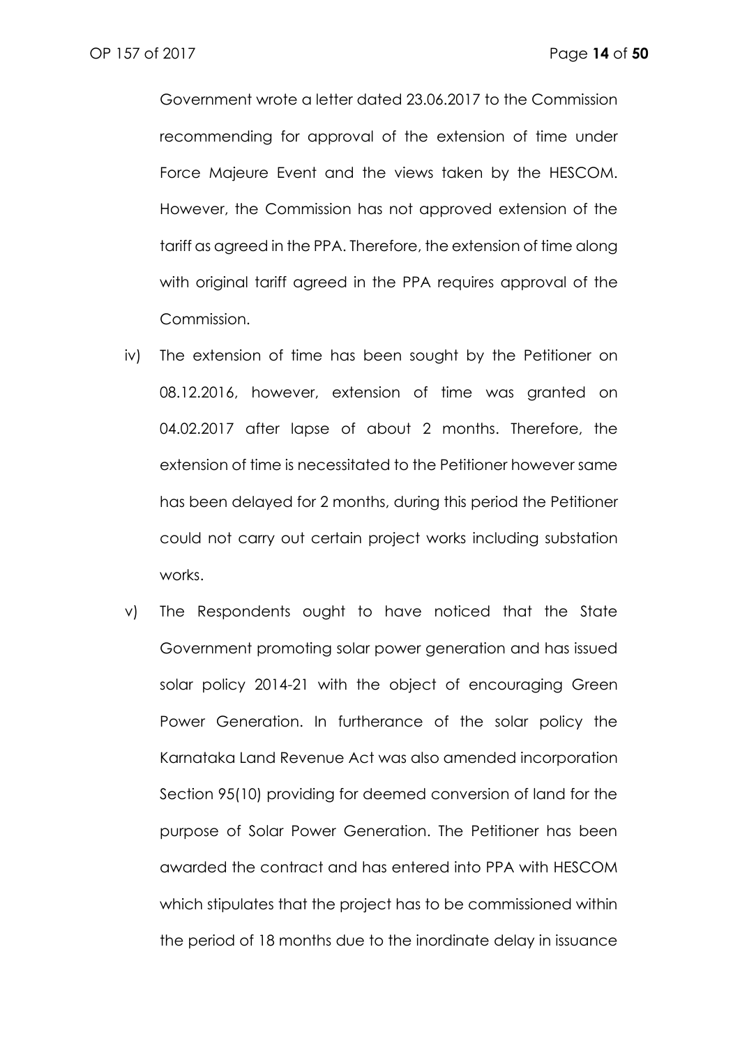Government wrote a letter dated 23.06.2017 to the Commission recommending for approval of the extension of time under Force Majeure Event and the views taken by the HESCOM. However, the Commission has not approved extension of the tariff as agreed in the PPA. Therefore, the extension of time along with original tariff agreed in the PPA requires approval of the Commission.

iv) The extension of time has been sought by the Petitioner on 08.12.2016, however, extension of time was granted on 04.02.2017 after lapse of about 2 months. Therefore, the extension of time is necessitated to the Petitioner however same has been delayed for 2 months, during this period the Petitioner could not carry out certain project works including substation works.

v) The Respondents ought to have noticed that the State Government promoting solar power generation and has issued solar policy 2014-21 with the object of encouraging Green Power Generation. In furtherance of the solar policy the Karnataka Land Revenue Act was also amended incorporation Section 95(10) providing for deemed conversion of land for the purpose of Solar Power Generation. The Petitioner has been awarded the contract and has entered into PPA with HESCOM which stipulates that the project has to be commissioned within the period of 18 months due to the inordinate delay in issuance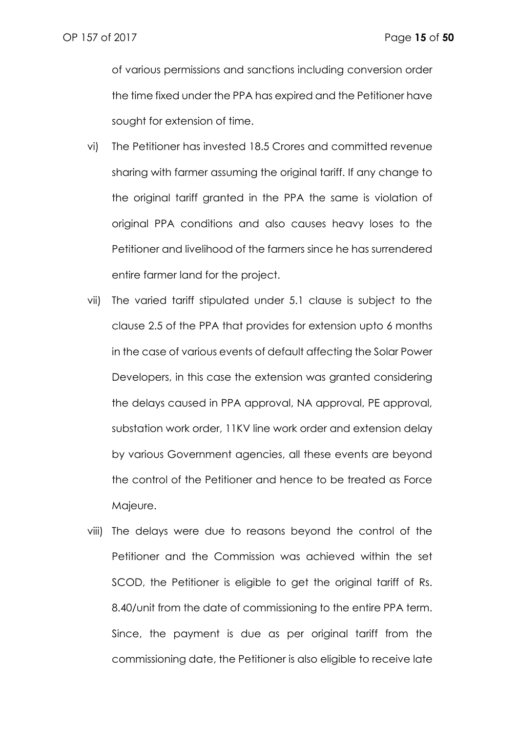of various permissions and sanctions including conversion order the time fixed under the PPA has expired and the Petitioner have sought for extension of time.

vi) The Petitioner has invested 18.5 Crores and committed revenue sharing with farmer assuming the original tariff. If any change to the original tariff granted in the PPA the same is violation of original PPA conditions and also causes heavy loses to the Petitioner and livelihood of the farmers since he has surrendered entire farmer land for the project.

vii) The varied tariff stipulated under 5.1 clause is subject to the clause 2.5 of the PPA that provides for extension upto 6 months in the case of various events of default affecting the Solar Power Developers, in this case the extension was granted considering the delays caused in PPA approval, NA approval, PE approval, substation work order, 11KV line work order and extension delay by various Government agencies, all these events are beyond the control of the Petitioner and hence to be treated as Force Majeure.

viii) The delays were due to reasons beyond the control of the Petitioner and the Commission was achieved within the set SCOD, the Petitioner is eligible to get the original tariff of Rs. 8.40/unit from the date of commissioning to the entire PPA term. Since, the payment is due as per original tariff from the commissioning date, the Petitioner is also eligible to receive late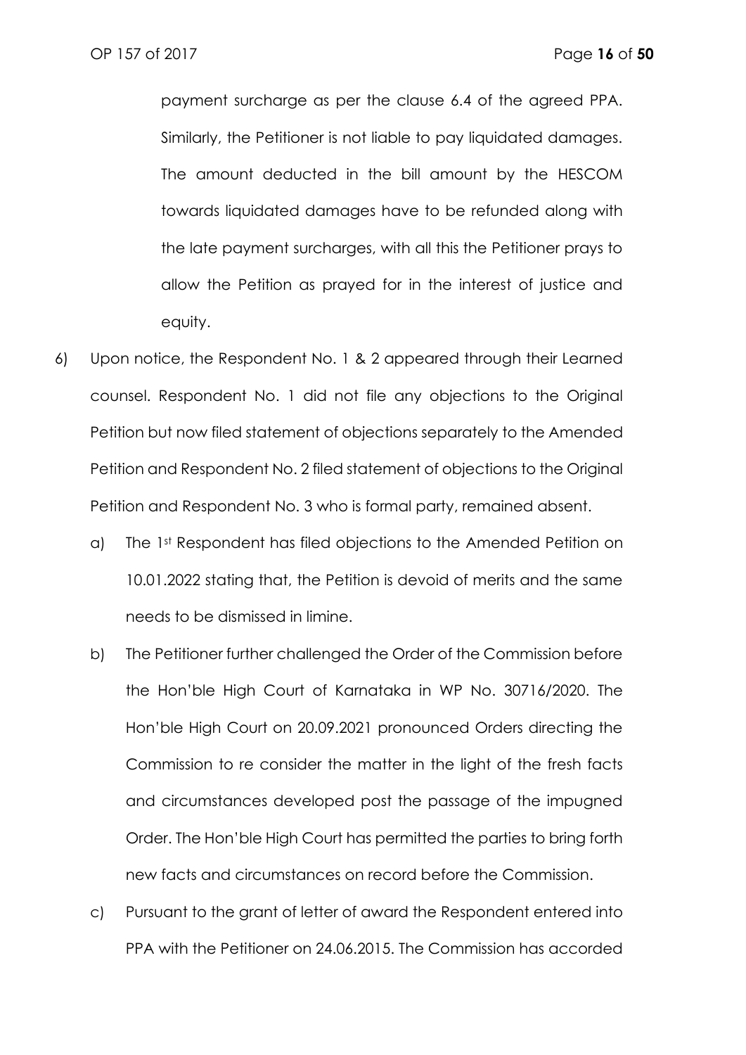payment surcharge as per the clause 6.4 of the agreed PPA. Similarly, the Petitioner is not liable to pay liquidated damages. The amount deducted in the bill amount by the HESCOM towards liquidated damages have to be refunded along with the late payment surcharges, with all this the Petitioner prays to allow the Petition as prayed for in the interest of justice and equity.

6) Upon notice, the Respondent No. 1 & 2 appeared through their Learned counsel. Respondent No. 1 did not file any objections to the Original Petition but now filed statement of objections separately to the Amended Petition and Respondent No. 2 filed statement of objections to the Original Petition and Respondent No. 3 who is formal party, remained absent.

   a) The 1st Respondent has filed objections to the Amended Petition on 10.01.2022 stating that, the Petition is devoid of merits and the same needs to be dismissed in limine.

   b) The Petitioner further challenged the Order of the Commission before the Hon'ble High Court of Karnataka in WP No. 30716/2020. The Hon'ble High Court on 20.09.2021 pronounced Orders directing the Commission to re consider the matter in the light of the fresh facts and circumstances developed post the passage of the impugned Order. The Hon'ble High Court has permitted the parties to bring forth new facts and circumstances on record before the Commission.

   c) Pursuant to the grant of letter of award the Respondent entered into PPA with the Petitioner on 24.06.2015. The Commission has accorded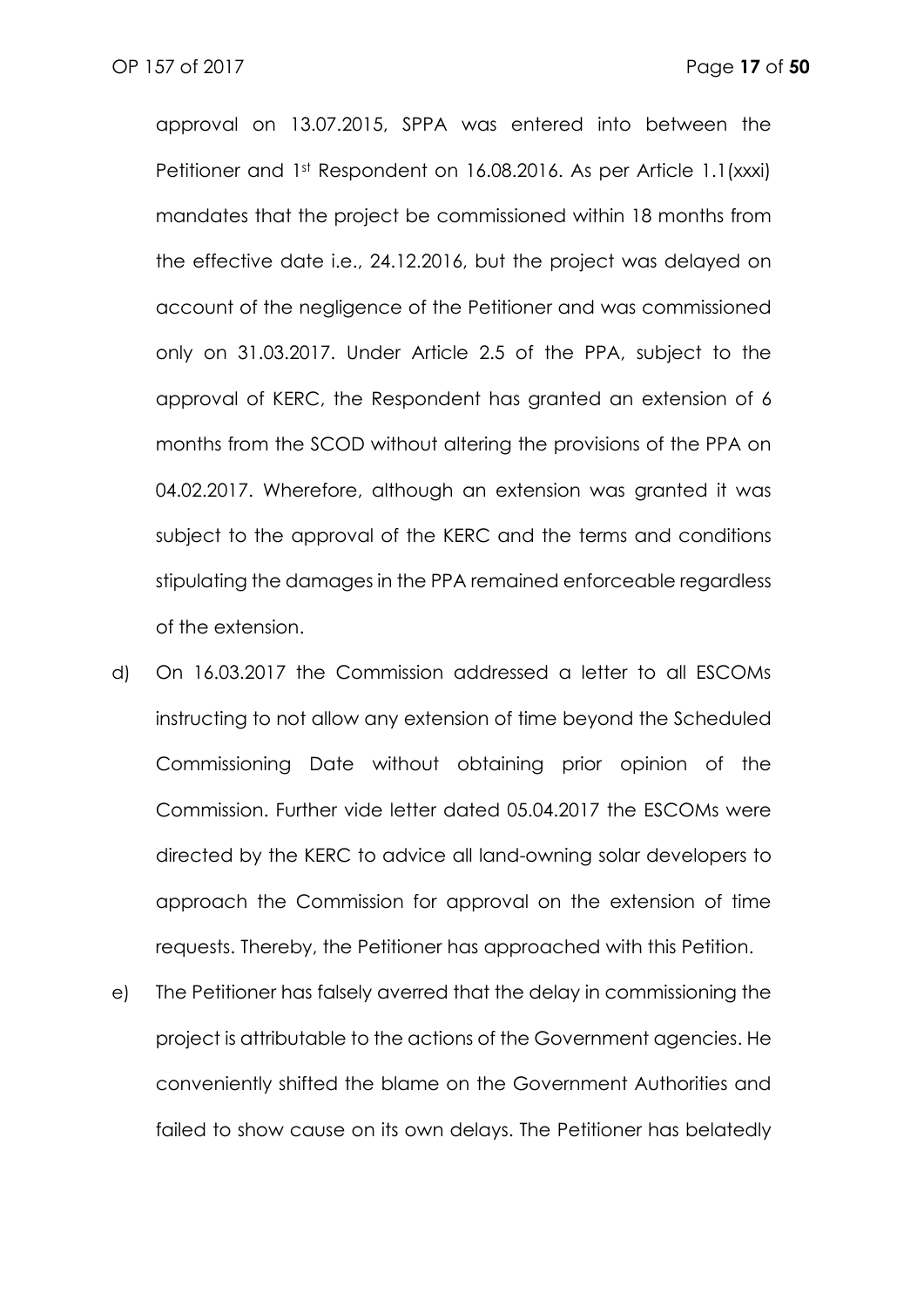approval on 13.07.2015, SPPA was entered into between the Petitioner and 1st Respondent on 16.08.2016. As per Article 1.1(xxxi) mandates that the project be commissioned within 18 months from the effective date i.e., 24.12.2016, but the project was delayed on account of the negligence of the Petitioner and was commissioned only on 31.03.2017. Under Article 2.5 of the PPA, subject to the approval of KERC, the Respondent has granted an extension of 6 months from the SCOD without altering the provisions of the PPA on 04.02.2017. Wherefore, although an extension was granted it was subject to the approval of the KERC and the terms and conditions stipulating the damages in the PPA remained enforceable regardless of the extension.

d) On 16.03.2017 the Commission addressed a letter to all ESCOMs instructing to not allow any extension of time beyond the Scheduled Commissioning Date without obtaining prior opinion of the Commission. Further vide letter dated 05.04.2017 the ESCOMs were directed by the KERC to advice all land-owning solar developers to approach the Commission for approval on the extension of time requests. Thereby, the Petitioner has approached with this Petition.

e) The Petitioner has falsely averred that the delay in commissioning the project is attributable to the actions of the Government agencies. He conveniently shifted the blame on the Government Authorities and failed to show cause on its own delays. The Petitioner has belatedly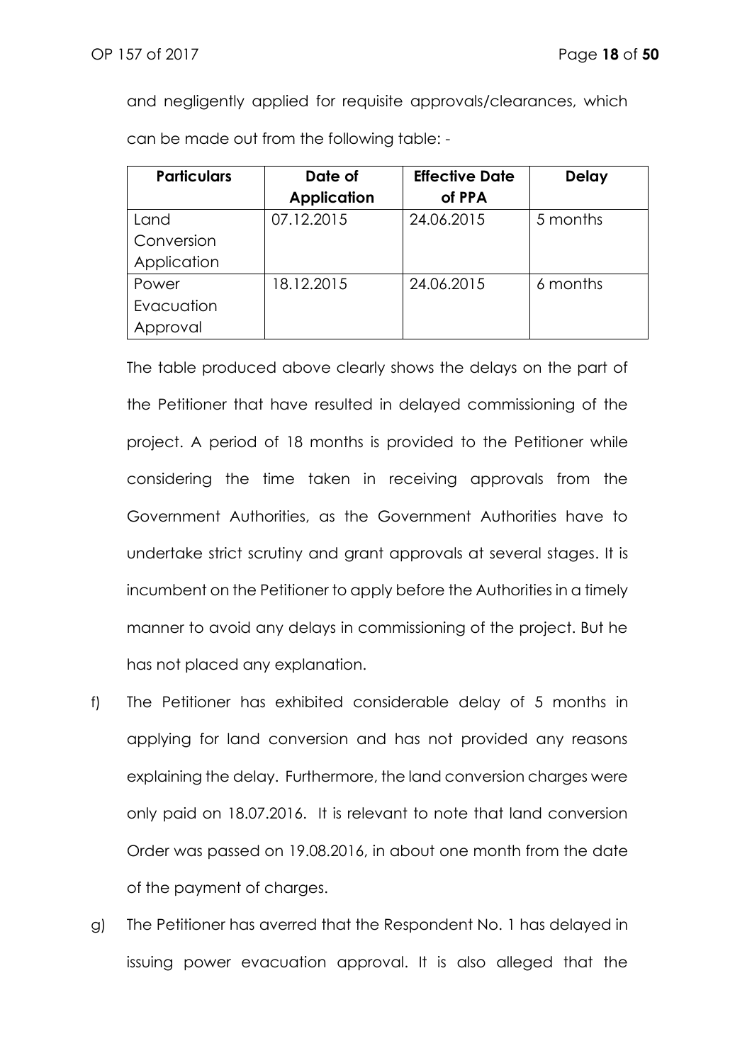and negligently applied for requisite approvals/clearances, which can be made out from the following table: -

| Particulars | Date of Application | Effective Date of PPA | Delay |
|---|---|---|---|
| Land Conversion Application | 07.12.2015 | 24.06.2015 | 5 months |
| Power Evacuation Approval | 18.12.2015 | 24.06.2015 | 6 months |

The table produced above clearly shows the delays on the part of the Petitioner that have resulted in delayed commissioning of the project. A period of 18 months is provided to the Petitioner while considering the time taken in receiving approvals from the Government Authorities, as the Government Authorities have to undertake strict scrutiny and grant approvals at several stages. It is incumbent on the Petitioner to apply before the Authorities in a timely manner to avoid any delays in commissioning of the project. But he has not placed any explanation.

f) The Petitioner has exhibited considerable delay of 5 months in applying for land conversion and has not provided any reasons explaining the delay. Furthermore, the land conversion charges were only paid on 18.07.2016. It is relevant to note that land conversion Order was passed on 19.08.2016, in about one month from the date of the payment of charges.

g) The Petitioner has averred that the Respondent No. 1 has delayed in issuing power evacuation approval. It is also alleged that the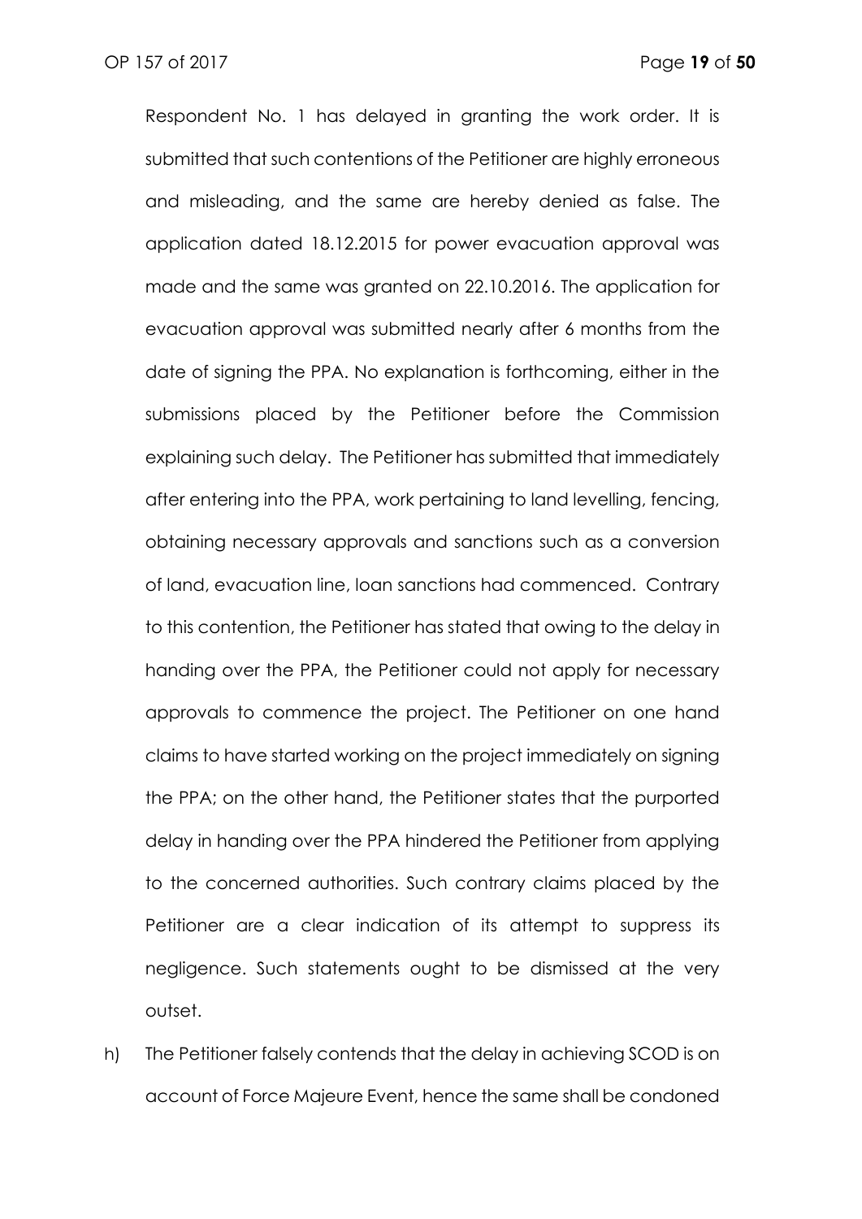Respondent No. 1 has delayed in granting the work order. It is submitted that such contentions of the Petitioner are highly erroneous and misleading, and the same are hereby denied as false. The application dated 18.12.2015 for power evacuation approval was made and the same was granted on 22.10.2016. The application for evacuation approval was submitted nearly after 6 months from the date of signing the PPA. No explanation is forthcoming, either in the submissions placed by the Petitioner before the Commission explaining such delay. The Petitioner has submitted that immediately after entering into the PPA, work pertaining to land levelling, fencing, obtaining necessary approvals and sanctions such as a conversion of land, evacuation line, loan sanctions had commenced. Contrary to this contention, the Petitioner has stated that owing to the delay in handing over the PPA, the Petitioner could not apply for necessary approvals to commence the project. The Petitioner on one hand claims to have started working on the project immediately on signing the PPA; on the other hand, the Petitioner states that the purported delay in handing over the PPA hindered the Petitioner from applying to the concerned authorities. Such contrary claims placed by the Petitioner are a clear indication of its attempt to suppress its negligence. Such statements ought to be dismissed at the very outset.

h) The Petitioner falsely contends that the delay in achieving SCOD is on account of Force Majeure Event, hence the same shall be condoned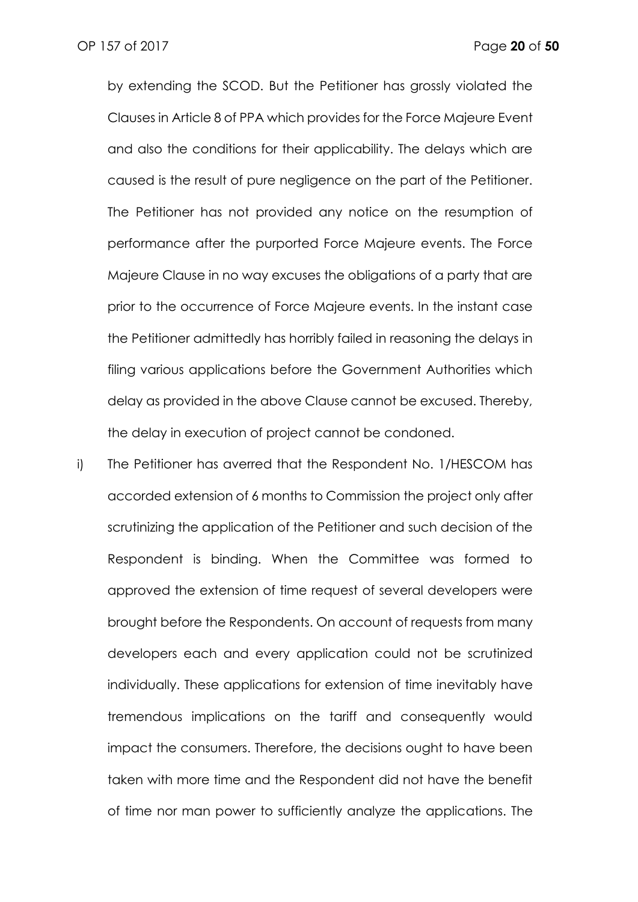by extending the SCOD. But the Petitioner has grossly violated the Clauses in Article 8 of PPA which provides for the Force Majeure Event and also the conditions for their applicability. The delays which are caused is the result of pure negligence on the part of the Petitioner. The Petitioner has not provided any notice on the resumption of performance after the purported Force Majeure events. The Force Majeure Clause in no way excuses the obligations of a party that are prior to the occurrence of Force Majeure events. In the instant case the Petitioner admittedly has horribly failed in reasoning the delays in filing various applications before the Government Authorities which delay as provided in the above Clause cannot be excused. Thereby, the delay in execution of project cannot be condoned.

i) The Petitioner has averred that the Respondent No. 1/HESCOM has accorded extension of 6 months to Commission the project only after scrutinizing the application of the Petitioner and such decision of the Respondent is binding. When the Committee was formed to approved the extension of time request of several developers were brought before the Respondents. On account of requests from many developers each and every application could not be scrutinized individually. These applications for extension of time inevitably have tremendous implications on the tariff and consequently would impact the consumers. Therefore, the decisions ought to have been taken with more time and the Respondent did not have the benefit of time nor man power to sufficiently analyze the applications. The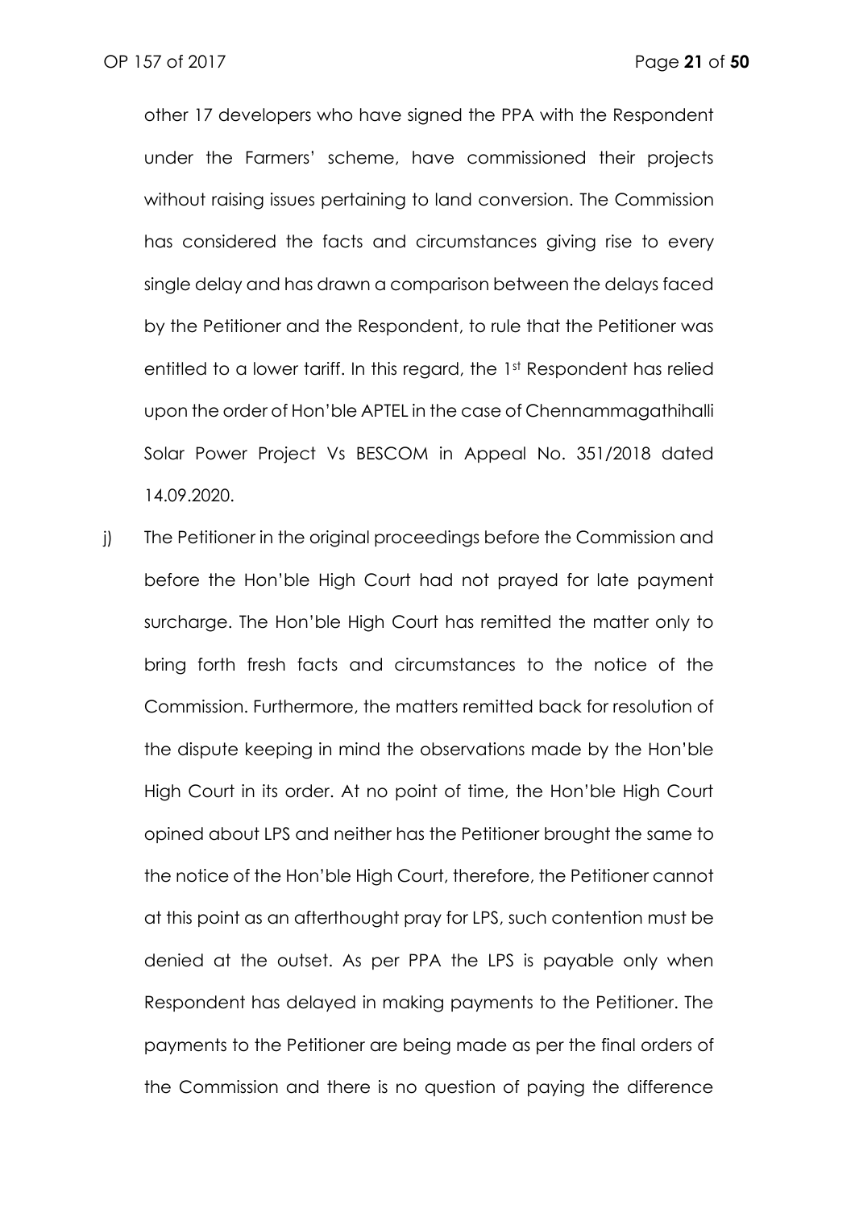other 17 developers who have signed the PPA with the Respondent under the Farmers' scheme, have commissioned their projects without raising issues pertaining to land conversion. The Commission has considered the facts and circumstances giving rise to every single delay and has drawn a comparison between the delays faced by the Petitioner and the Respondent, to rule that the Petitioner was entitled to a lower tariff. In this regard, the 1st Respondent has relied upon the order of Hon'ble APTEL in the case of Chennammagathihalli Solar Power Project Vs BESCOM in Appeal No. 351/2018 dated 14.09.2020.

j) The Petitioner in the original proceedings before the Commission and before the Hon'ble High Court had not prayed for late payment surcharge. The Hon'ble High Court has remitted the matter only to bring forth fresh facts and circumstances to the notice of the Commission. Furthermore, the matters remitted back for resolution of the dispute keeping in mind the observations made by the Hon'ble High Court in its order. At no point of time, the Hon'ble High Court opined about LPS and neither has the Petitioner brought the same to the notice of the Hon'ble High Court, therefore, the Petitioner cannot at this point as an afterthought pray for LPS, such contention must be denied at the outset. As per PPA the LPS is payable only when Respondent has delayed in making payments to the Petitioner. The payments to the Petitioner are being made as per the final orders of the Commission and there is no question of paying the difference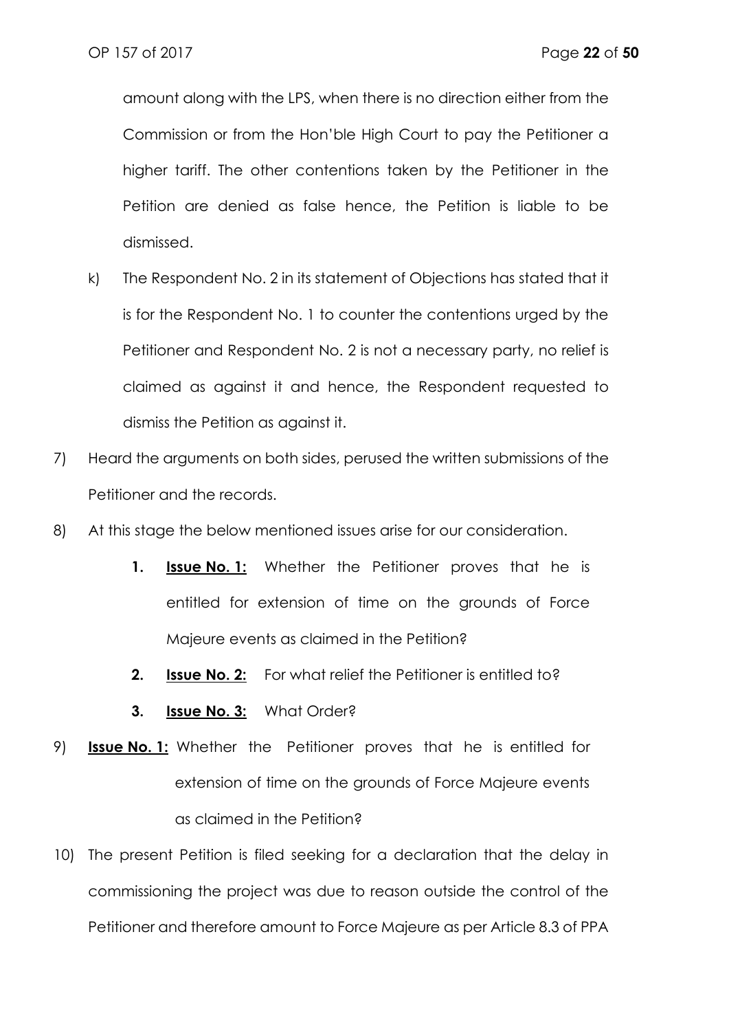amount along with the LPS, when there is no direction either from the Commission or from the Hon'ble High Court to pay the Petitioner a higher tariff. The other contentions taken by the Petitioner in the Petition are denied as false hence, the Petition is liable to be dismissed.

k) The Respondent No. 2 in its statement of Objections has stated that it is for the Respondent No. 1 to counter the contentions urged by the Petitioner and Respondent No. 2 is not a necessary party, no relief is claimed as against it and hence, the Respondent requested to dismiss the Petition as against it.

7) Heard the arguments on both sides, perused the written submissions of the Petitioner and the records.

8) At this stage the below mentioned issues arise for our consideration.

   1. **Issue No. 1:** Whether the Petitioner proves that he is entitled for extension of time on the grounds of Force Majeure events as claimed in the Petition?

   2. **Issue No. 2:** For what relief the Petitioner is entitled to?

   3. **Issue No. 3:** What Order?

9) **Issue No. 1:** Whether the Petitioner proves that he is entitled for extension of time on the grounds of Force Majeure events as claimed in the Petition?

10) The present Petition is filed seeking for a declaration that the delay in commissioning the project was due to reason outside the control of the Petitioner and therefore amount to Force Majeure as per Article 8.3 of PPA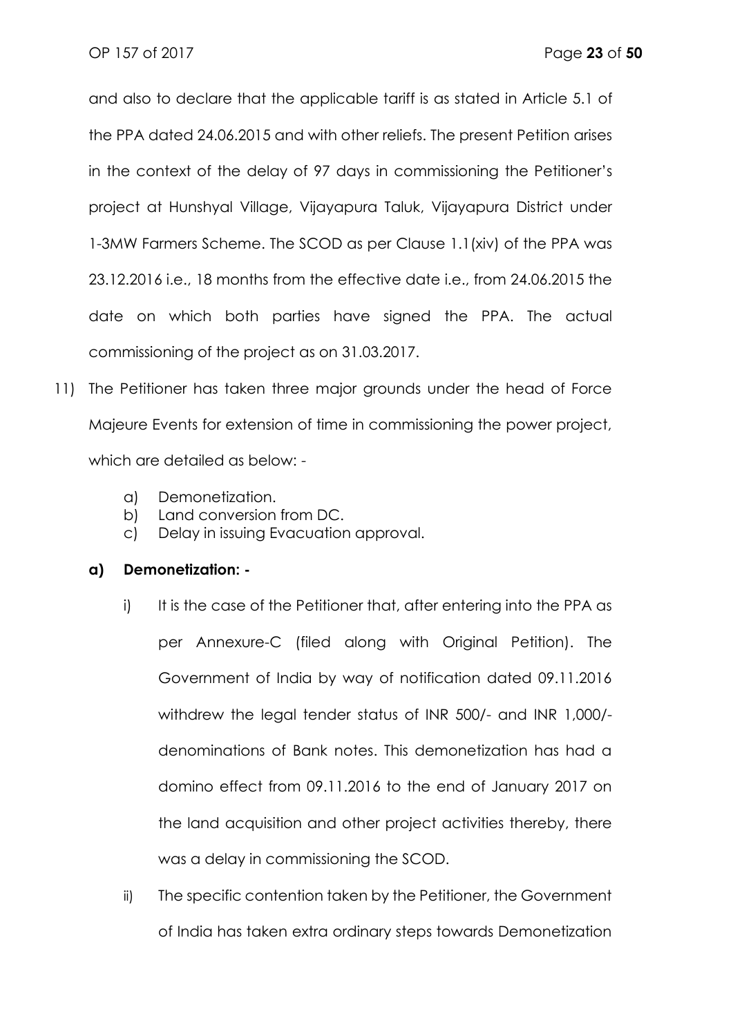and also to declare that the applicable tariff is as stated in Article 5.1 of the PPA dated 24.06.2015 and with other reliefs. The present Petition arises in the context of the delay of 97 days in commissioning the Petitioner's project at Hunshyal Village, Vijayapura Taluk, Vijayapura District under 1-3MW Farmers Scheme. The SCOD as per Clause 1.1(xiv) of the PPA was 23.12.2016 i.e., 18 months from the effective date i.e., from 24.06.2015 the date on which both parties have signed the PPA. The actual commissioning of the project as on 31.03.2017.

11) The Petitioner has taken three major grounds under the head of Force Majeure Events for extension of time in commissioning the power project, which are detailed as below: -

    a) Demonetization.
    b) Land conversion from DC.
    c) Delay in issuing Evacuation approval.

**a) Demonetization: -**

i) It is the case of the Petitioner that, after entering into the PPA as per Annexure-C (filed along with Original Petition). The Government of India by way of notification dated 09.11.2016 withdrew the legal tender status of INR 500/- and INR 1,000/- denominations of Bank notes. This demonetization has had a domino effect from 09.11.2016 to the end of January 2017 on the land acquisition and other project activities thereby, there was a delay in commissioning the SCOD.

ii) The specific contention taken by the Petitioner, the Government of India has taken extra ordinary steps towards Demonetization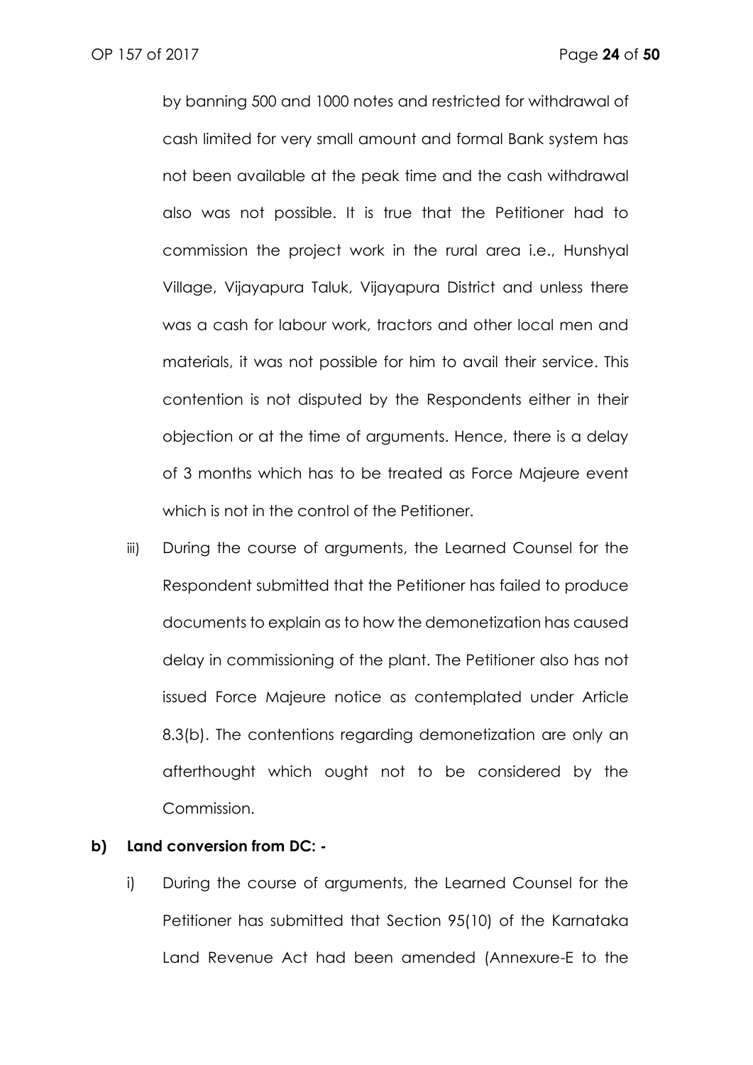by banning 500 and 1000 notes and restricted for withdrawal of cash limited for very small amount and formal Bank system has not been available at the peak time and the cash withdrawal also was not possible. It is true that the Petitioner had to commission the project work in the rural area i.e., Hunshyal Village, Vijayapura Taluk, Vijayapura District and unless there was a cash for labour work, tractors and other local men and materials, it was not possible for him to avail their service. This contention is not disputed by the Respondents either in their objection or at the time of arguments. Hence, there is a delay of 3 months which has to be treated as Force Majeure event which is not in the control of the Petitioner.

iii) During the course of arguments, the Learned Counsel for the Respondent submitted that the Petitioner has failed to produce documents to explain as to how the demonetization has caused delay in commissioning of the plant. The Petitioner also has not issued Force Majeure notice as contemplated under Article 8.3(b). The contentions regarding demonetization are only an afterthought which ought not to be considered by the Commission.

**b) Land conversion from DC: -**

i) During the course of arguments, the Learned Counsel for the Petitioner has submitted that Section 95(10) of the Karnataka Land Revenue Act had been amended (Annexure-E to the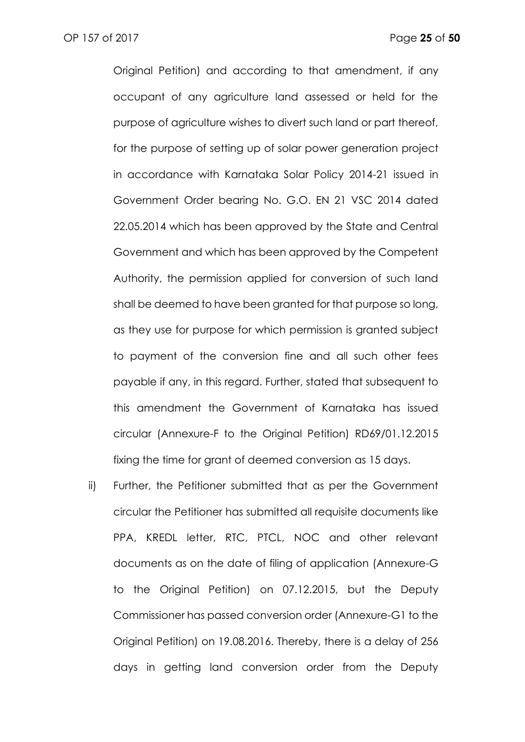Original Petition) and according to that amendment, if any occupant of any agriculture land assessed or held for the purpose of agriculture wishes to divert such land or part thereof, for the purpose of setting up of solar power generation project in accordance with Karnataka Solar Policy 2014-21 issued in Government Order bearing No. G.O. EN 21 VSC 2014 dated 22.05.2014 which has been approved by the State and Central Government and which has been approved by the Competent Authority, the permission applied for conversion of such land shall be deemed to have been granted for that purpose so long, as they use for purpose for which permission is granted subject to payment of the conversion fine and all such other fees payable if any, in this regard. Further, stated that subsequent to this amendment the Government of Karnataka has issued circular (Annexure-F to the Original Petition) RD69/01.12.2015 fixing the time for grant of deemed conversion as 15 days.

ii) Further, the Petitioner submitted that as per the Government circular the Petitioner has submitted all requisite documents like PPA, KREDL letter, RTC, PTCL, NOC and other relevant documents as on the date of filing of application (Annexure-G to the Original Petition) on 07.12.2015, but the Deputy Commissioner has passed conversion order (Annexure-G1 to the Original Petition) on 19.08.2016. Thereby, there is a delay of 256 days in getting land conversion order from the Deputy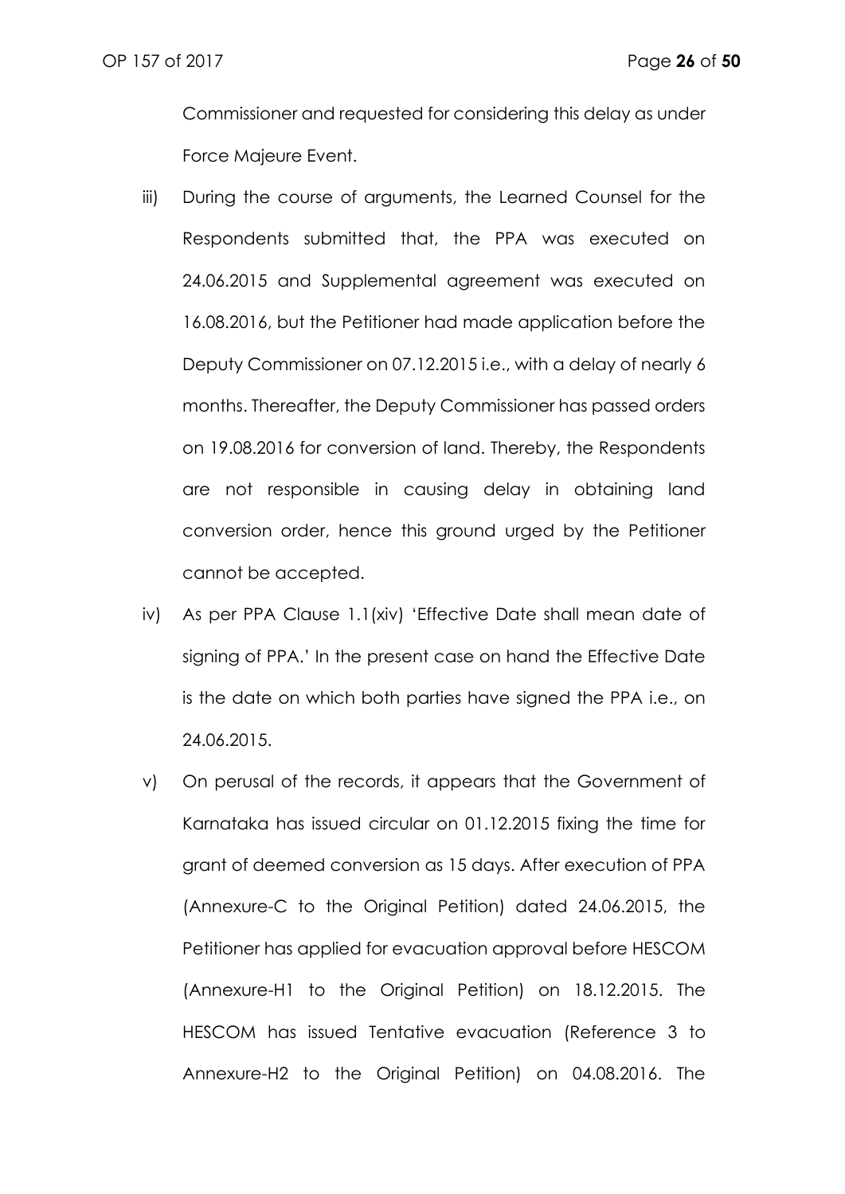Commissioner and requested for considering this delay as under Force Majeure Event.

iii) During the course of arguments, the Learned Counsel for the Respondents submitted that, the PPA was executed on 24.06.2015 and Supplemental agreement was executed on 16.08.2016, but the Petitioner had made application before the Deputy Commissioner on 07.12.2015 i.e., with a delay of nearly 6 months. Thereafter, the Deputy Commissioner has passed orders on 19.08.2016 for conversion of land. Thereby, the Respondents are not responsible in causing delay in obtaining land conversion order, hence this ground urged by the Petitioner cannot be accepted.

iv) As per PPA Clause 1.1(xiv) 'Effective Date shall mean date of signing of PPA.' In the present case on hand the Effective Date is the date on which both parties have signed the PPA i.e., on 24.06.2015.

v) On perusal of the records, it appears that the Government of Karnataka has issued circular on 01.12.2015 fixing the time for grant of deemed conversion as 15 days. After execution of PPA (Annexure-C to the Original Petition) dated 24.06.2015, the Petitioner has applied for evacuation approval before HESCOM (Annexure-H1 to the Original Petition) on 18.12.2015. The HESCOM has issued Tentative evacuation (Reference 3 to Annexure-H2 to the Original Petition) on 04.08.2016. The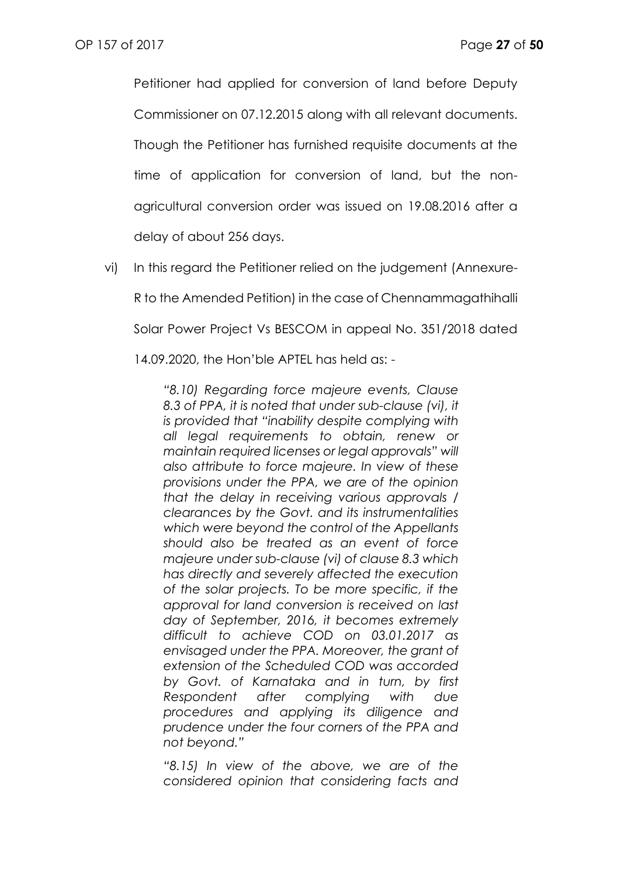Petitioner had applied for conversion of land before Deputy Commissioner on 07.12.2015 along with all relevant documents. Though the Petitioner has furnished requisite documents at the time of application for conversion of land, but the non-agricultural conversion order was issued on 19.08.2016 after a delay of about 256 days.

vi) In this regard the Petitioner relied on the judgement (Annexure-R to the Amended Petition) in the case of Chennammagathihalli Solar Power Project Vs BESCOM in appeal No. 351/2018 dated 14.09.2020, the Hon'ble APTEL has held as: -

> *"8.10) Regarding force majeure events, Clause 8.3 of PPA, it is noted that under sub-clause (vi), it is provided that "inability despite complying with all legal requirements to obtain, renew or maintain required licenses or legal approvals" will also attribute to force majeure. In view of these provisions under the PPA, we are of the opinion that the delay in receiving various approvals / clearances by the Govt. and its instrumentalities which were beyond the control of the Appellants should also be treated as an event of force majeure under sub-clause (vi) of clause 8.3 which has directly and severely affected the execution of the solar projects. To be more specific, if the approval for land conversion is received on last day of September, 2016, it becomes extremely difficult to achieve COD on 03.01.2017 as envisaged under the PPA. Moreover, the grant of extension of the Scheduled COD was accorded by Govt. of Karnataka and in turn, by first Respondent after complying with due procedures and applying its diligence and prudence under the four corners of the PPA and not beyond."*
>
> *"8.15) In view of the above, we are of the considered opinion that considering facts and*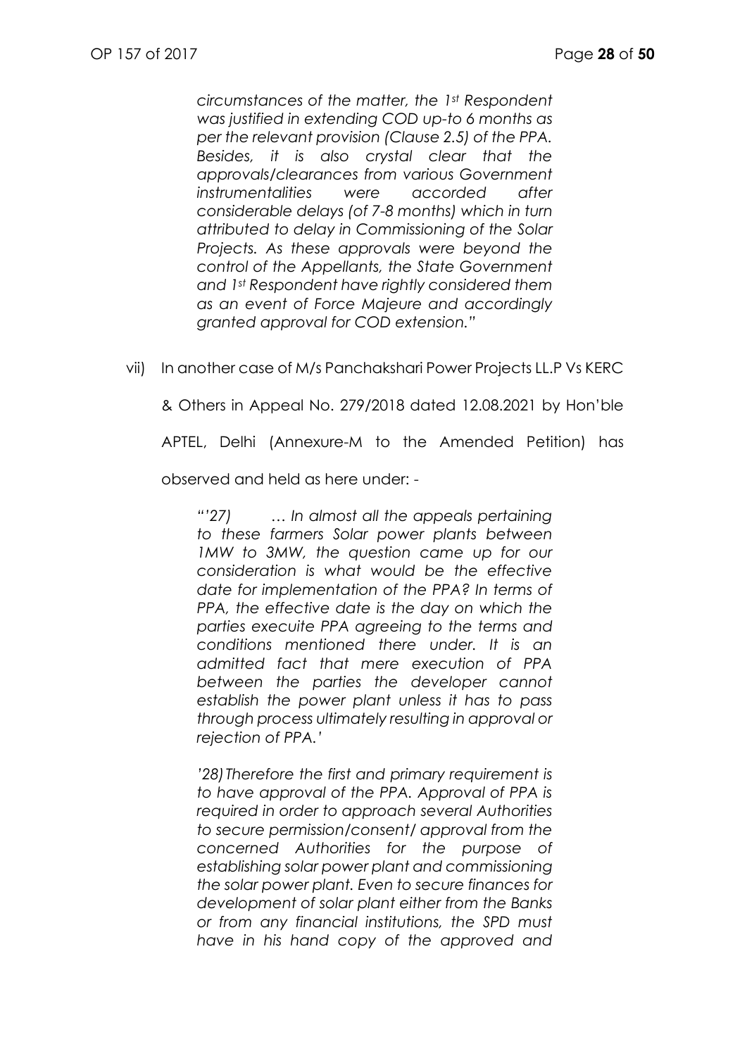*circumstances of the matter, the 1st Respondent was justified in extending COD up-to 6 months as per the relevant provision (Clause 2.5) of the PPA. Besides, it is also crystal clear that the approvals/clearances from various Government instrumentalities were accorded after considerable delays (of 7-8 months) which in turn attributed to delay in Commissioning of the Solar Projects. As these approvals were beyond the control of the Appellants, the State Government and 1st Respondent have rightly considered them as an event of Force Majeure and accordingly granted approval for COD extension."*

vii) In another case of M/s Panchakshari Power Projects LL.P Vs KERC & Others in Appeal No. 279/2018 dated 12.08.2021 by Hon'ble APTEL, Delhi (Annexure-M to the Amended Petition) has observed and held as here under: -

> *"'27) … In almost all the appeals pertaining to these farmers Solar power plants between 1MW to 3MW, the question came up for our consideration is what would be the effective date for implementation of the PPA? In terms of PPA, the effective date is the day on which the parties execuite PPA agreeing to the terms and conditions mentioned there under. It is an admitted fact that mere execution of PPA between the parties the developer cannot establish the power plant unless it has to pass through process ultimately resulting in approval or rejection of PPA.'*
>
> *'28) Therefore the first and primary requirement is to have approval of the PPA. Approval of PPA is required in order to approach several Authorities to secure permission/consent/ approval from the concerned Authorities for the purpose of establishing solar power plant and commissioning the solar power plant. Even to secure finances for development of solar plant either from the Banks or from any financial institutions, the SPD must have in his hand copy of the approved and*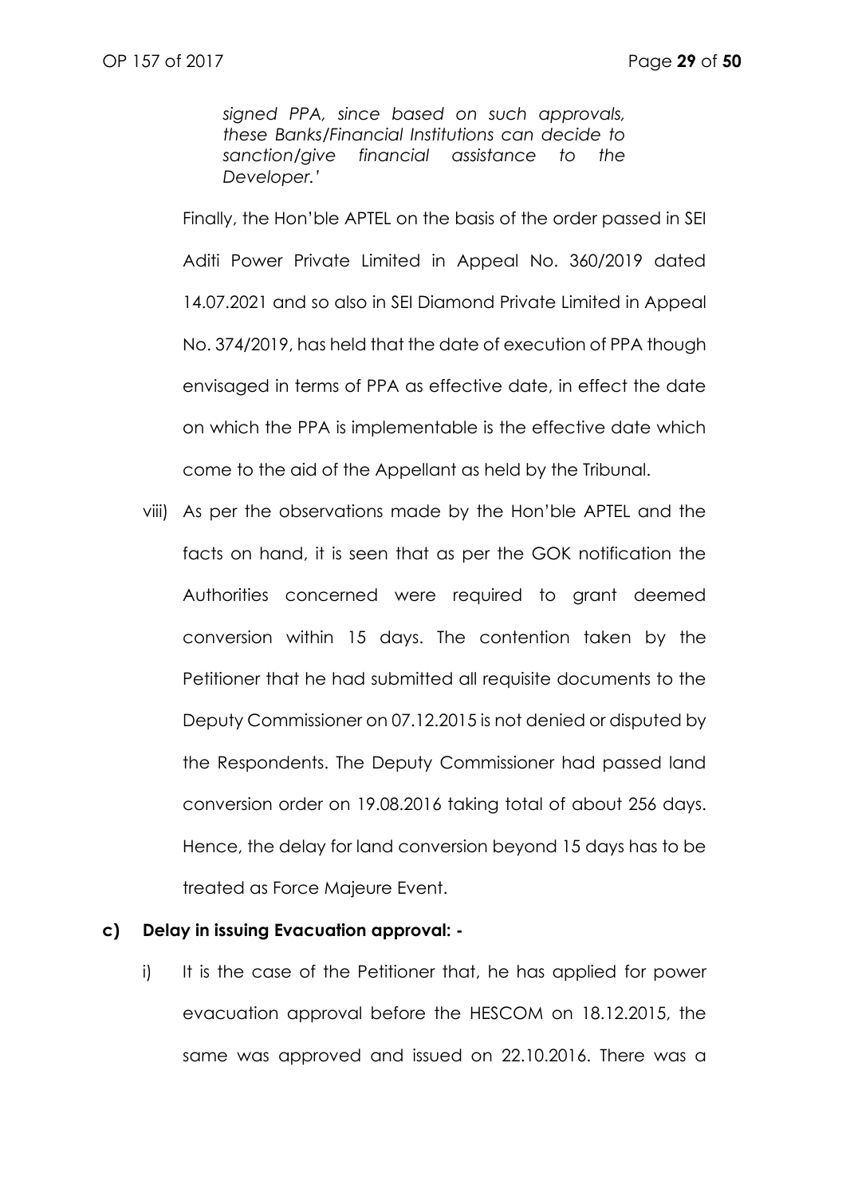*signed PPA, since based on such approvals, these Banks/Financial Institutions can decide to sanction/give financial assistance to the Developer.'*

Finally, the Hon'ble APTEL on the basis of the order passed in SEI Aditi Power Private Limited in Appeal No. 360/2019 dated 14.07.2021 and so also in SEI Diamond Private Limited in Appeal No. 374/2019, has held that the date of execution of PPA though envisaged in terms of PPA as effective date, in effect the date on which the PPA is implementable is the effective date which come to the aid of the Appellant as held by the Tribunal.

viii) As per the observations made by the Hon'ble APTEL and the facts on hand, it is seen that as per the GOK notification the Authorities concerned were required to grant deemed conversion within 15 days. The contention taken by the Petitioner that he had submitted all requisite documents to the Deputy Commissioner on 07.12.2015 is not denied or disputed by the Respondents. The Deputy Commissioner had passed land conversion order on 19.08.2016 taking total of about 256 days. Hence, the delay for land conversion beyond 15 days has to be treated as Force Majeure Event.

**c) Delay in issuing Evacuation approval: -**

i) It is the case of the Petitioner that, he has applied for power evacuation approval before the HESCOM on 18.12.2015, the same was approved and issued on 22.10.2016. There was a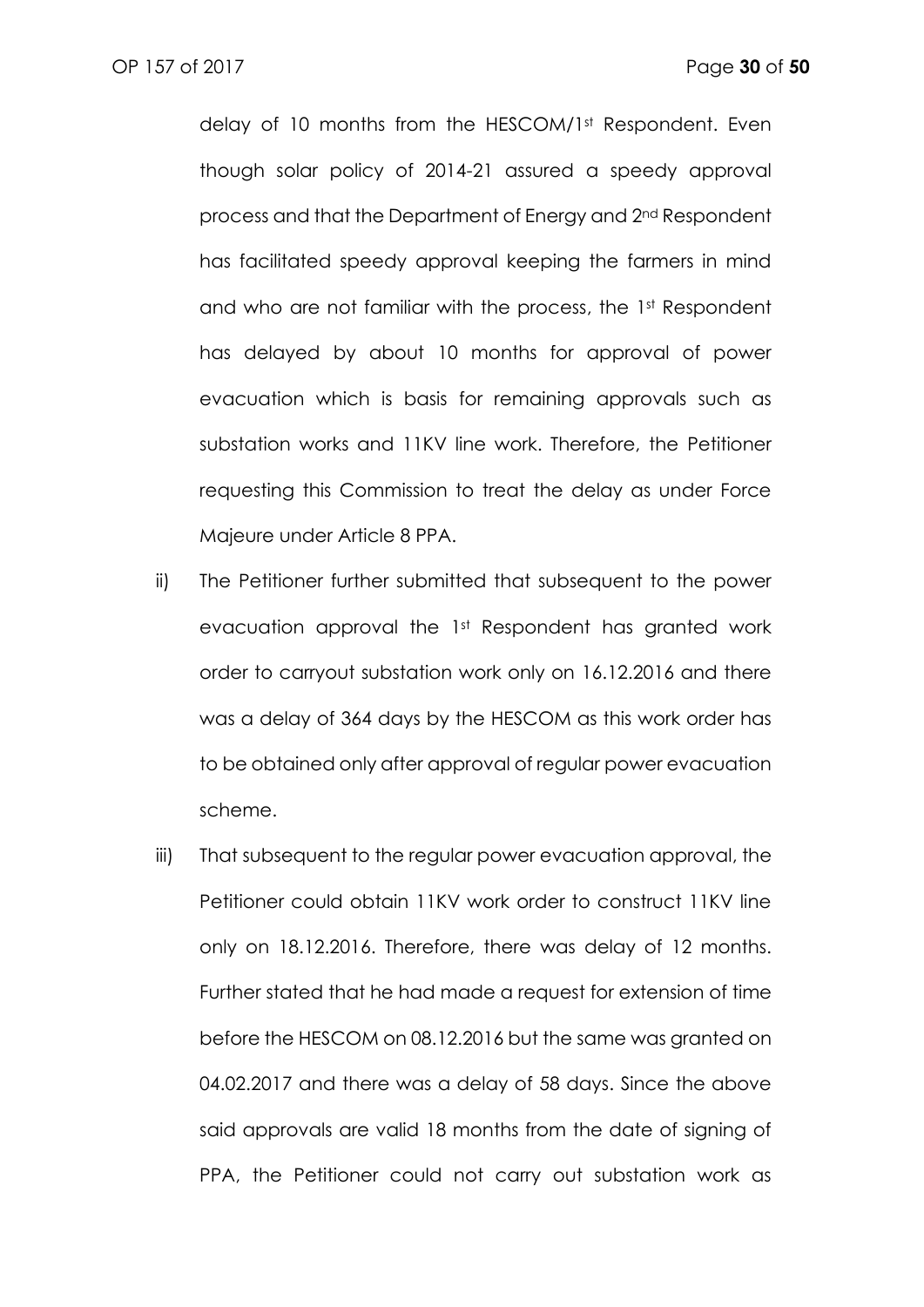delay of 10 months from the HESCOM/1st Respondent. Even though solar policy of 2014-21 assured a speedy approval process and that the Department of Energy and 2nd Respondent has facilitated speedy approval keeping the farmers in mind and who are not familiar with the process, the 1st Respondent has delayed by about 10 months for approval of power evacuation which is basis for remaining approvals such as substation works and 11KV line work. Therefore, the Petitioner requesting this Commission to treat the delay as under Force Majeure under Article 8 PPA.

ii) The Petitioner further submitted that subsequent to the power evacuation approval the 1st Respondent has granted work order to carryout substation work only on 16.12.2016 and there was a delay of 364 days by the HESCOM as this work order has to be obtained only after approval of regular power evacuation scheme.

iii) That subsequent to the regular power evacuation approval, the Petitioner could obtain 11KV work order to construct 11KV line only on 18.12.2016. Therefore, there was delay of 12 months. Further stated that he had made a request for extension of time before the HESCOM on 08.12.2016 but the same was granted on 04.02.2017 and there was a delay of 58 days. Since the above said approvals are valid 18 months from the date of signing of PPA, the Petitioner could not carry out substation work as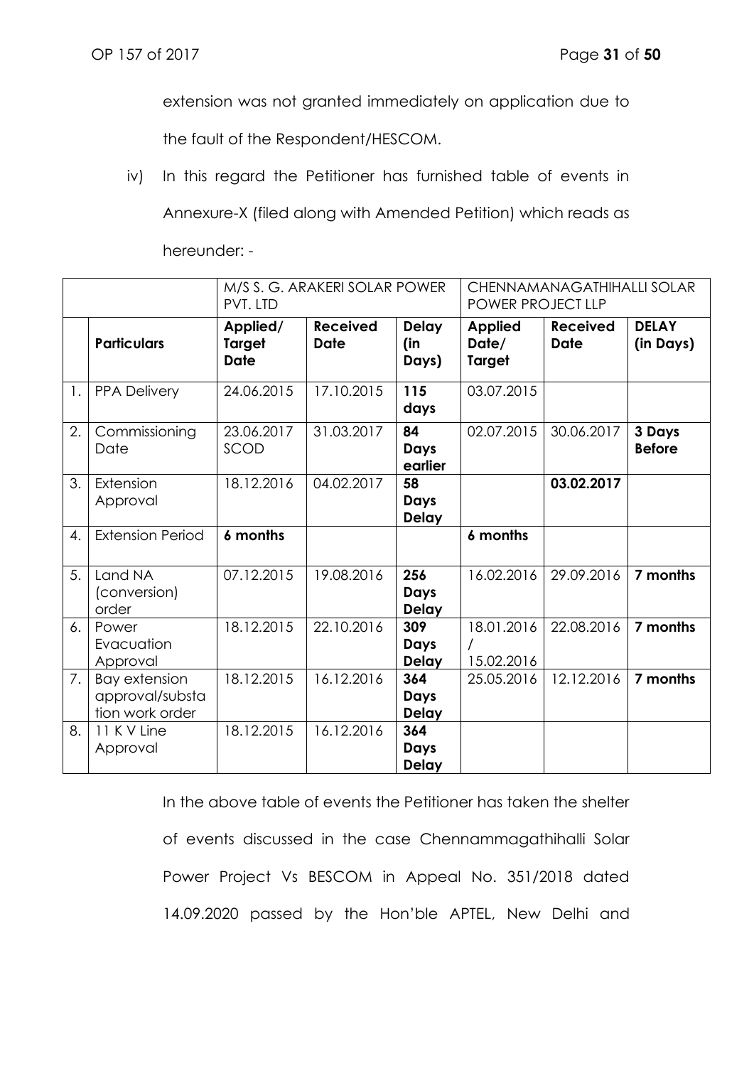extension was not granted immediately on application due to the fault of the Respondent/HESCOM.

iv) In this regard the Petitioner has furnished table of events in Annexure-X (filed along with Amended Petition) which reads as hereunder: -

| | | M/S S. G. ARAKERI SOLAR POWER PVT. LTD | | | CHENNAMANAGATHIHALLI SOLAR POWER PROJECT LLP | | |
|---|---|---|---|---|---|---|---|
| | **Particulars** | **Applied/ Target Date** | **Received Date** | **Delay (in Days)** | **Applied Date/ Target** | **Received Date** | **DELAY (in Days)** |
| 1. | PPA Delivery | 24.06.2015 | 17.10.2015 | **115 days** | 03.07.2015 | | |
| 2. | Commissioning Date | 23.06.2017 SCOD | 31.03.2017 | **84 Days earlier** | 02.07.2015 | 30.06.2017 | **3 Days Before** |
| 3. | Extension Approval | 18.12.2016 | 04.02.2017 | **58 Days Delay** | | **03.02.2017** | |
| 4. | Extension Period | **6 months** | | | **6 months** | | |
| 5. | Land NA (conversion) order | 07.12.2015 | 19.08.2016 | **256 Days Delay** | 16.02.2016 | 29.09.2016 | **7 months** |
| 6. | Power Evacuation Approval | 18.12.2015 | 22.10.2016 | **309 Days Delay** | 18.01.2016 / 15.02.2016 | 22.08.2016 | **7 months** |
| 7. | Bay extension approval/substation work order | 18.12.2015 | 16.12.2016 | **364 Days Delay** | 25.05.2016 | 12.12.2016 | **7 months** |
| 8. | 11 K V Line Approval | 18.12.2015 | 16.12.2016 | **364 Days Delay** | | | |

In the above table of events the Petitioner has taken the shelter of events discussed in the case Chennammagathihalli Solar Power Project Vs BESCOM in Appeal No. 351/2018 dated 14.09.2020 passed by the Hon'ble APTEL, New Delhi and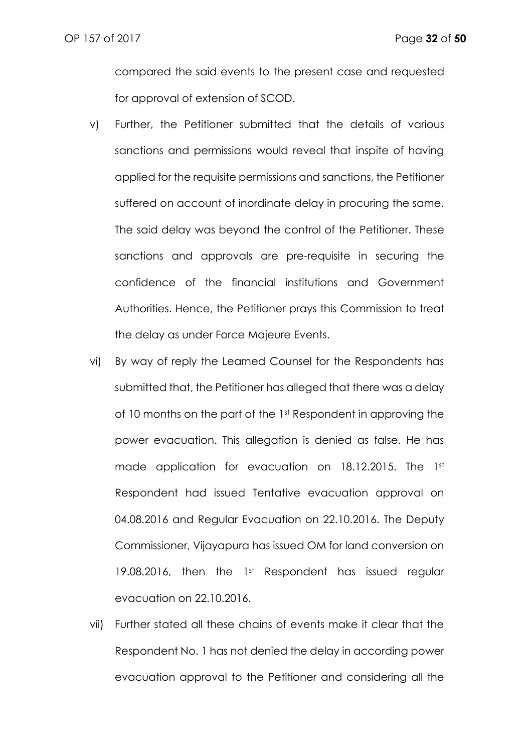compared the said events to the present case and requested for approval of extension of SCOD.

v) Further, the Petitioner submitted that the details of various sanctions and permissions would reveal that inspite of having applied for the requisite permissions and sanctions, the Petitioner suffered on account of inordinate delay in procuring the same. The said delay was beyond the control of the Petitioner. These sanctions and approvals are pre-requisite in securing the confidence of the financial institutions and Government Authorities. Hence, the Petitioner prays this Commission to treat the delay as under Force Majeure Events.

vi) By way of reply the Learned Counsel for the Respondents has submitted that, the Petitioner has alleged that there was a delay of 10 months on the part of the 1st Respondent in approving the power evacuation. This allegation is denied as false. He has made application for evacuation on 18.12.2015. The 1st Respondent had issued Tentative evacuation approval on 04.08.2016 and Regular Evacuation on 22.10.2016. The Deputy Commissioner, Vijayapura has issued OM for land conversion on 19.08.2016, then the 1st Respondent has issued regular evacuation on 22.10.2016.

vii) Further stated all these chains of events make it clear that the Respondent No. 1 has not denied the delay in according power evacuation approval to the Petitioner and considering all the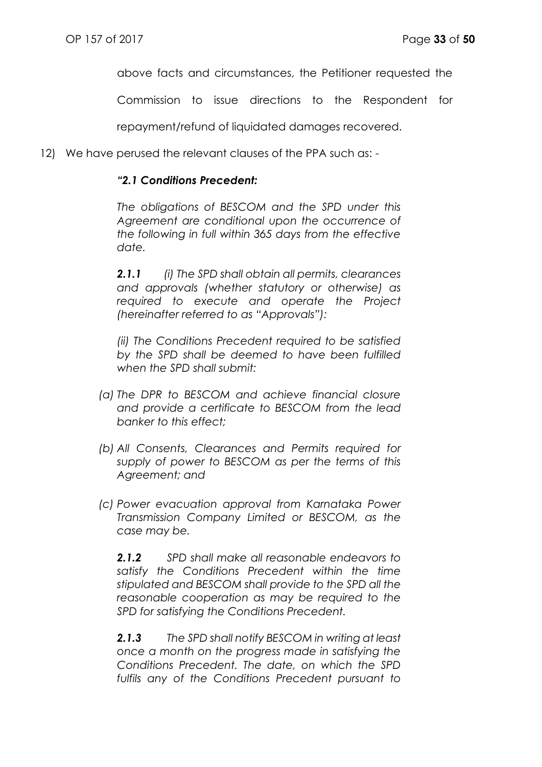above facts and circumstances, the Petitioner requested the Commission to issue directions to the Respondent for repayment/refund of liquidated damages recovered.

12) We have perused the relevant clauses of the PPA such as: -

> ***"2.1 Conditions Precedent:***
>
> *The obligations of BESCOM and the SPD under this Agreement are conditional upon the occurrence of the following in full within 365 days from the effective date.*
>
> ***2.1.1*** *(i) The SPD shall obtain all permits, clearances and approvals (whether statutory or otherwise) as required to execute and operate the Project (hereinafter referred to as "Approvals"):*
>
> *(ii) The Conditions Precedent required to be satisfied by the SPD shall be deemed to have been fulfilled when the SPD shall submit:*
>
> *(a) The DPR to BESCOM and achieve financial closure and provide a certificate to BESCOM from the lead banker to this effect;*
>
> *(b) All Consents, Clearances and Permits required for supply of power to BESCOM as per the terms of this Agreement; and*
>
> *(c) Power evacuation approval from Karnataka Power Transmission Company Limited or BESCOM, as the case may be.*
>
> ***2.1.2*** *SPD shall make all reasonable endeavors to satisfy the Conditions Precedent within the time stipulated and BESCOM shall provide to the SPD all the reasonable cooperation as may be required to the SPD for satisfying the Conditions Precedent.*
>
> ***2.1.3*** *The SPD shall notify BESCOM in writing at least once a month on the progress made in satisfying the Conditions Precedent. The date, on which the SPD fulfils any of the Conditions Precedent pursuant to*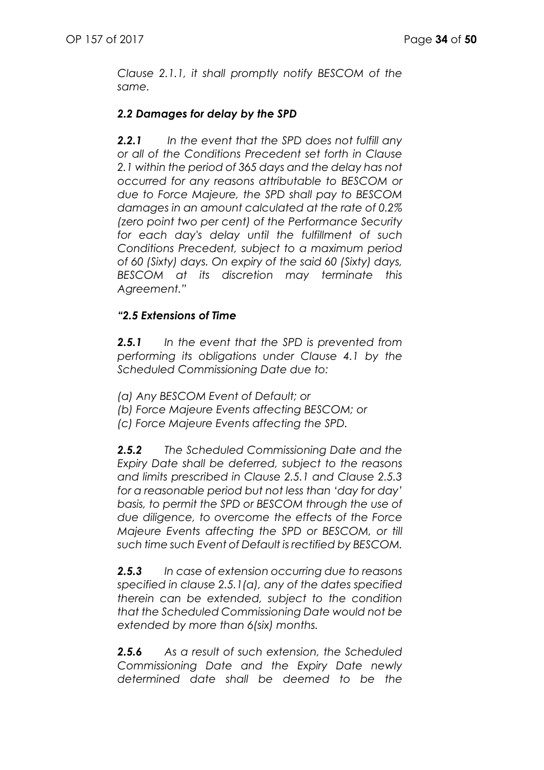*Clause 2.1.1, it shall promptly notify BESCOM of the same.*

***2.2 Damages for delay by the SPD***

***2.2.1*** *In the event that the SPD does not fulfill any or all of the Conditions Precedent set forth in Clause 2.1 within the period of 365 days and the delay has not occurred for any reasons attributable to BESCOM or due to Force Majeure, the SPD shall pay to BESCOM damages in an amount calculated at the rate of 0.2% (zero point two per cent) of the Performance Security for each day's delay until the fulfillment of such Conditions Precedent, subject to a maximum period of 60 (Sixty) days. On expiry of the said 60 (Sixty) days, BESCOM at its discretion may terminate this Agreement."*

***"2.5 Extensions of Time***

***2.5.1*** *In the event that the SPD is prevented from performing its obligations under Clause 4.1 by the Scheduled Commissioning Date due to:*

*(a) Any BESCOM Event of Default; or*
*(b) Force Majeure Events affecting BESCOM; or*
*(c) Force Majeure Events affecting the SPD.*

***2.5.2*** *The Scheduled Commissioning Date and the Expiry Date shall be deferred, subject to the reasons and limits prescribed in Clause 2.5.1 and Clause 2.5.3 for a reasonable period but not less than 'day for day' basis, to permit the SPD or BESCOM through the use of due diligence, to overcome the effects of the Force Majeure Events affecting the SPD or BESCOM, or till such time such Event of Default is rectified by BESCOM.*

***2.5.3*** *In case of extension occurring due to reasons specified in clause 2.5.1(a), any of the dates specified therein can be extended, subject to the condition that the Scheduled Commissioning Date would not be extended by more than 6(six) months.*

***2.5.6*** *As a result of such extension, the Scheduled Commissioning Date and the Expiry Date newly determined date shall be deemed to be the*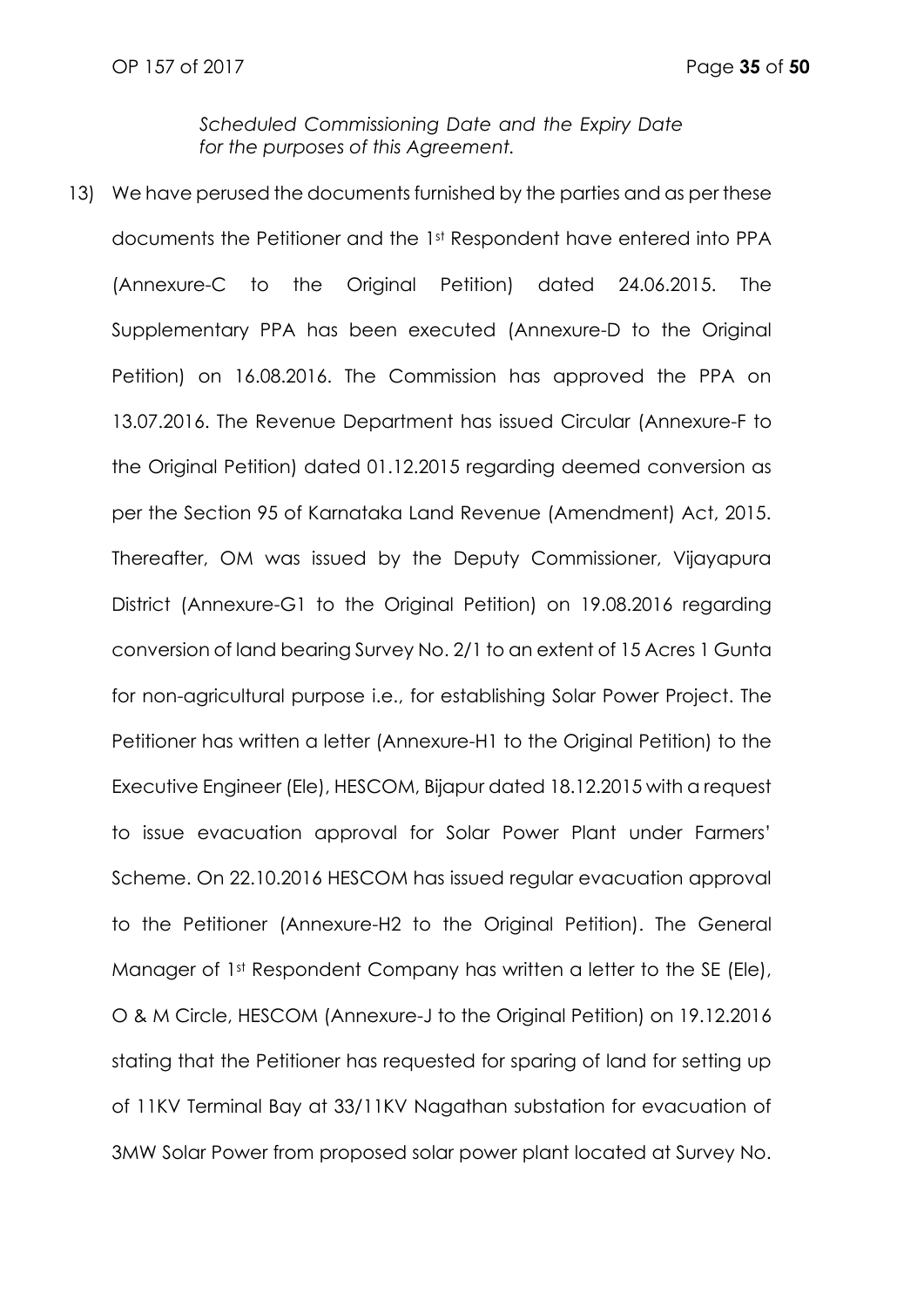*Scheduled Commissioning Date and the Expiry Date for the purposes of this Agreement.*

13) We have perused the documents furnished by the parties and as per these documents the Petitioner and the 1st Respondent have entered into PPA (Annexure-C to the Original Petition) dated 24.06.2015. The Supplementary PPA has been executed (Annexure-D to the Original Petition) on 16.08.2016. The Commission has approved the PPA on 13.07.2016. The Revenue Department has issued Circular (Annexure-F to the Original Petition) dated 01.12.2015 regarding deemed conversion as per the Section 95 of Karnataka Land Revenue (Amendment) Act, 2015. Thereafter, OM was issued by the Deputy Commissioner, Vijayapura District (Annexure-G1 to the Original Petition) on 19.08.2016 regarding conversion of land bearing Survey No. 2/1 to an extent of 15 Acres 1 Gunta for non-agricultural purpose i.e., for establishing Solar Power Project. The Petitioner has written a letter (Annexure-H1 to the Original Petition) to the Executive Engineer (Ele), HESCOM, Bijapur dated 18.12.2015 with a request to issue evacuation approval for Solar Power Plant under Farmers' Scheme. On 22.10.2016 HESCOM has issued regular evacuation approval to the Petitioner (Annexure-H2 to the Original Petition). The General Manager of 1st Respondent Company has written a letter to the SE (Ele), O & M Circle, HESCOM (Annexure-J to the Original Petition) on 19.12.2016 stating that the Petitioner has requested for sparing of land for setting up of 11KV Terminal Bay at 33/11KV Nagathan substation for evacuation of 3MW Solar Power from proposed solar power plant located at Survey No.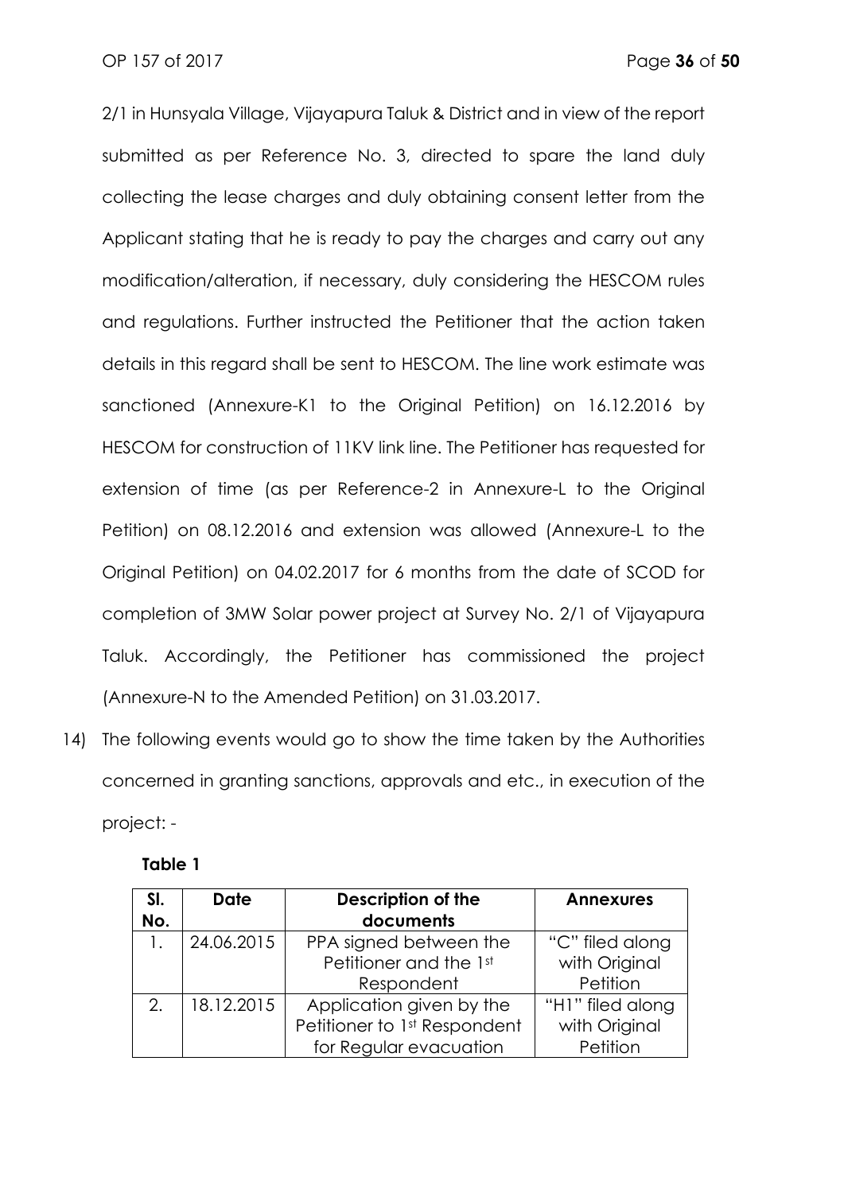2/1 in Hunsyala Village, Vijayapura Taluk & District and in view of the report submitted as per Reference No. 3, directed to spare the land duly collecting the lease charges and duly obtaining consent letter from the Applicant stating that he is ready to pay the charges and carry out any modification/alteration, if necessary, duly considering the HESCOM rules and regulations. Further instructed the Petitioner that the action taken details in this regard shall be sent to HESCOM. The line work estimate was sanctioned (Annexure-K1 to the Original Petition) on 16.12.2016 by HESCOM for construction of 11KV link line. The Petitioner has requested for extension of time (as per Reference-2 in Annexure-L to the Original Petition) on 08.12.2016 and extension was allowed (Annexure-L to the Original Petition) on 04.02.2017 for 6 months from the date of SCOD for completion of 3MW Solar power project at Survey No. 2/1 of Vijayapura Taluk. Accordingly, the Petitioner has commissioned the project (Annexure-N to the Amended Petition) on 31.03.2017.

14) The following events would go to show the time taken by the Authorities concerned in granting sanctions, approvals and etc., in execution of the project: -

**Table 1**

| Sl. No. | Date | Description of the documents | Annexures |
|---|---|---|---|
| 1. | 24.06.2015 | PPA signed between the Petitioner and the 1st Respondent | "C" filed along with Original Petition |
| 2. | 18.12.2015 | Application given by the Petitioner to 1st Respondent for Regular evacuation | "H1" filed along with Original Petition |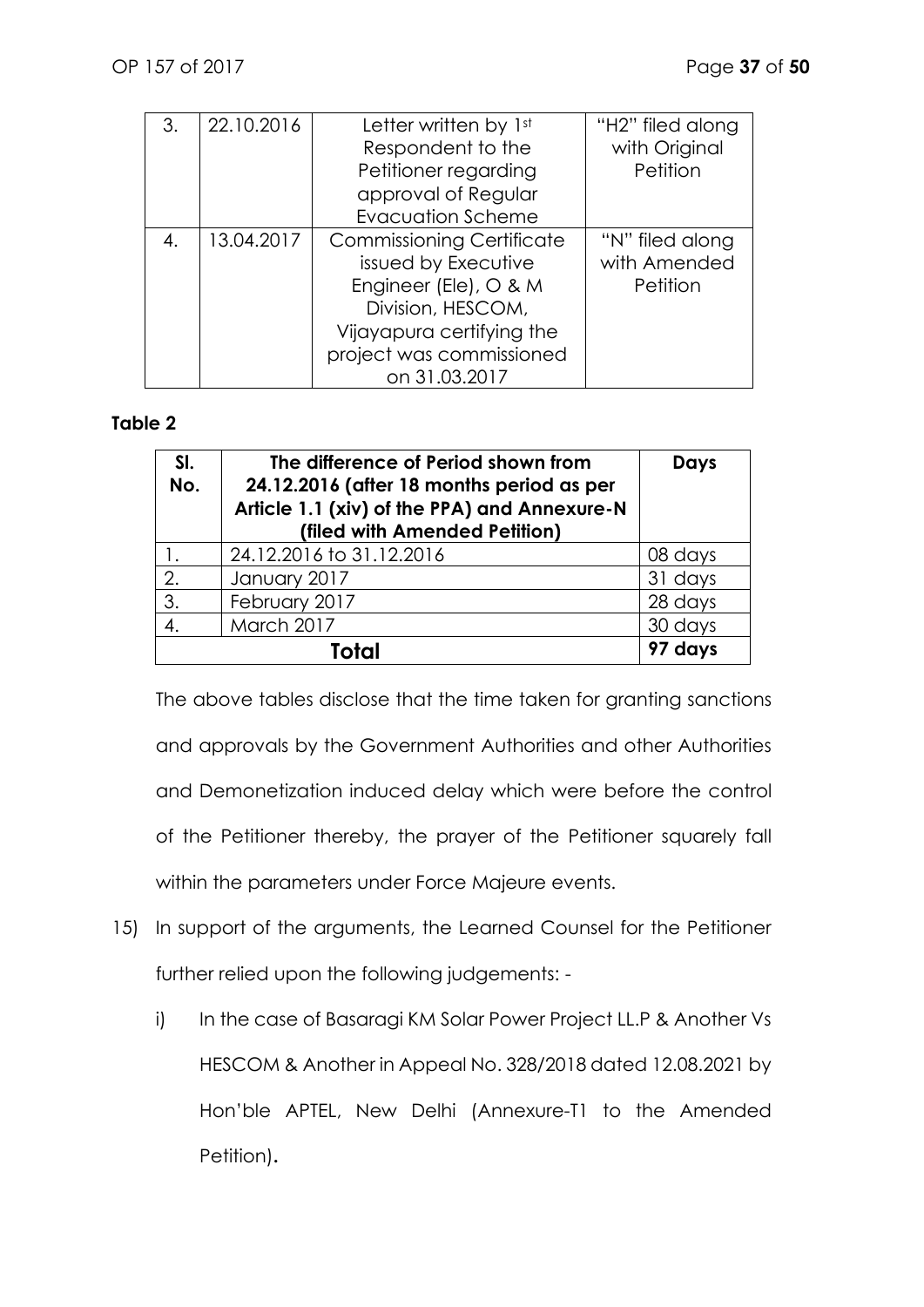| 3. | 22.10.2016 | Letter written by 1st Respondent to the Petitioner regarding approval of Regular Evacuation Scheme | "H2" filed along with Original Petition |
|---|---|---|---|
| 4. | 13.04.2017 | Commissioning Certificate issued by Executive Engineer (Ele), O & M Division, HESCOM, Vijayapura certifying the project was commissioned on 31.03.2017 | "N" filed along with Amended Petition |

**Table 2**

| Sl. No. | The difference of Period shown from 24.12.2016 (after 18 months period as per Article 1.1 (xiv) of the PPA) and Annexure-N (filed with Amended Petition) | Days |
|---|---|---|
| 1. | 24.12.2016 to 31.12.2016 | 08 days |
| 2. | January 2017 | 31 days |
| 3. | February 2017 | 28 days |
| 4. | March 2017 | 30 days |
| **Total** | | **97 days** |

The above tables disclose that the time taken for granting sanctions and approvals by the Government Authorities and other Authorities and Demonetization induced delay which were before the control of the Petitioner thereby, the prayer of the Petitioner squarely fall within the parameters under Force Majeure events.

15) In support of the arguments, the Learned Counsel for the Petitioner further relied upon the following judgements: -

    i) In the case of Basaragi KM Solar Power Project LL.P & Another Vs HESCOM & Another in Appeal No. 328/2018 dated 12.08.2021 by Hon'ble APTEL, New Delhi (Annexure-T1 to the Amended Petition).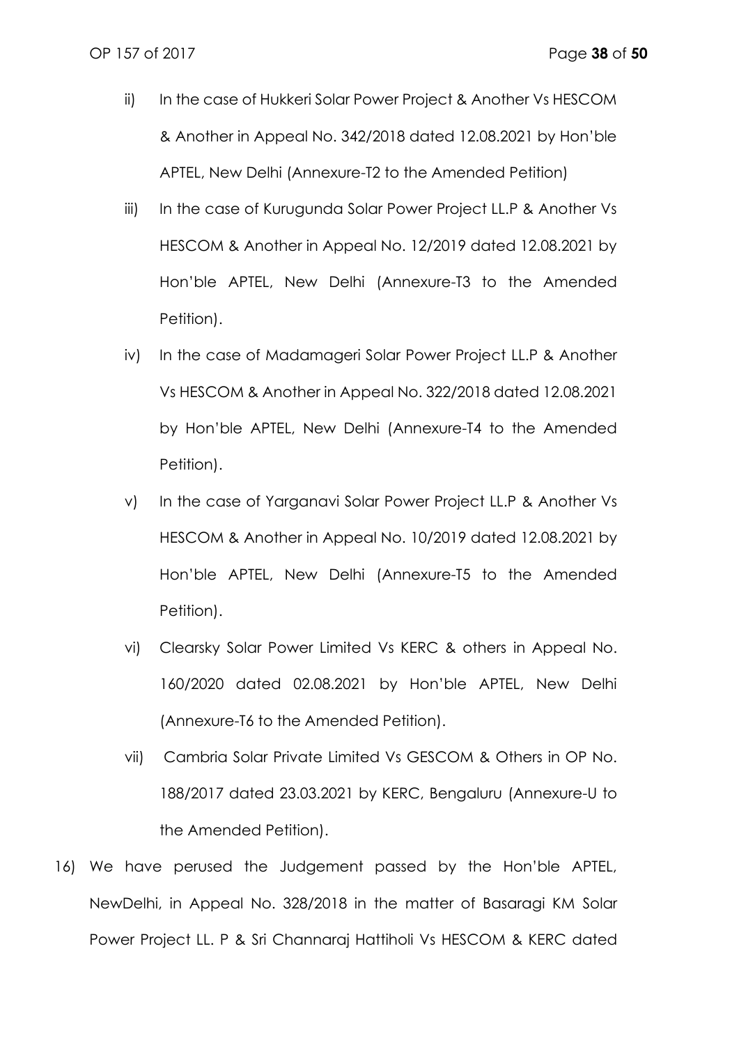ii) In the case of Hukkeri Solar Power Project & Another Vs HESCOM & Another in Appeal No. 342/2018 dated 12.08.2021 by Hon'ble APTEL, New Delhi (Annexure-T2 to the Amended Petition)

iii) In the case of Kurugunda Solar Power Project LL.P & Another Vs HESCOM & Another in Appeal No. 12/2019 dated 12.08.2021 by Hon'ble APTEL, New Delhi (Annexure-T3 to the Amended Petition).

iv) In the case of Madamageri Solar Power Project LL.P & Another Vs HESCOM & Another in Appeal No. 322/2018 dated 12.08.2021 by Hon'ble APTEL, New Delhi (Annexure-T4 to the Amended Petition).

v) In the case of Yarganavi Solar Power Project LL.P & Another Vs HESCOM & Another in Appeal No. 10/2019 dated 12.08.2021 by Hon'ble APTEL, New Delhi (Annexure-T5 to the Amended Petition).

vi) Clearsky Solar Power Limited Vs KERC & others in Appeal No. 160/2020 dated 02.08.2021 by Hon'ble APTEL, New Delhi (Annexure-T6 to the Amended Petition).

vii) Cambria Solar Private Limited Vs GESCOM & Others in OP No. 188/2017 dated 23.03.2021 by KERC, Bengaluru (Annexure-U to the Amended Petition).

16) We have perused the Judgement passed by the Hon'ble APTEL, NewDelhi, in Appeal No. 328/2018 in the matter of Basaragi KM Solar Power Project LL. P & Sri Channaraj Hattiholi Vs HESCOM & KERC dated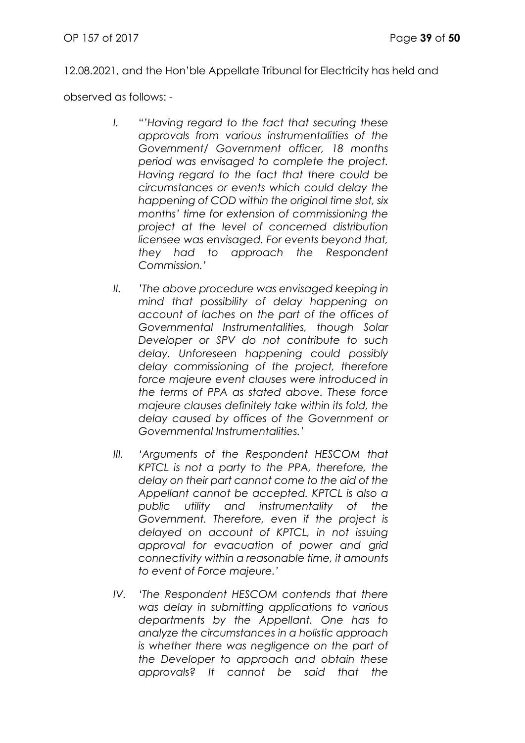12.08.2021, and the Hon'ble Appellate Tribunal for Electricity has held and observed as follows: -

> I. *"'Having regard to the fact that securing these approvals from various instrumentalities of the Government/ Government officer, 18 months period was envisaged to complete the project. Having regard to the fact that there could be circumstances or events which could delay the happening of COD within the original time slot, six months' time for extension of commissioning the project at the level of concerned distribution licensee was envisaged. For events beyond that, they had to approach the Respondent Commission.'*
>
> II. *'The above procedure was envisaged keeping in mind that possibility of delay happening on account of laches on the part of the offices of Governmental Instrumentalities, though Solar Developer or SPV do not contribute to such delay. Unforeseen happening could possibly delay commissioning of the project, therefore force majeure event clauses were introduced in the terms of PPA as stated above. These force majeure clauses definitely take within its fold, the delay caused by offices of the Government or Governmental Instrumentalities.'*
>
> III. *'Arguments of the Respondent HESCOM that KPTCL is not a party to the PPA, therefore, the delay on their part cannot come to the aid of the Appellant cannot be accepted. KPTCL is also a public utility and instrumentality of the Government. Therefore, even if the project is delayed on account of KPTCL, in not issuing approval for evacuation of power and grid connectivity within a reasonable time, it amounts to event of Force majeure.'*
>
> IV. *'The Respondent HESCOM contends that there was delay in submitting applications to various departments by the Appellant. One has to analyze the circumstances in a holistic approach is whether there was negligence on the part of the Developer to approach and obtain these approvals? It cannot be said that the*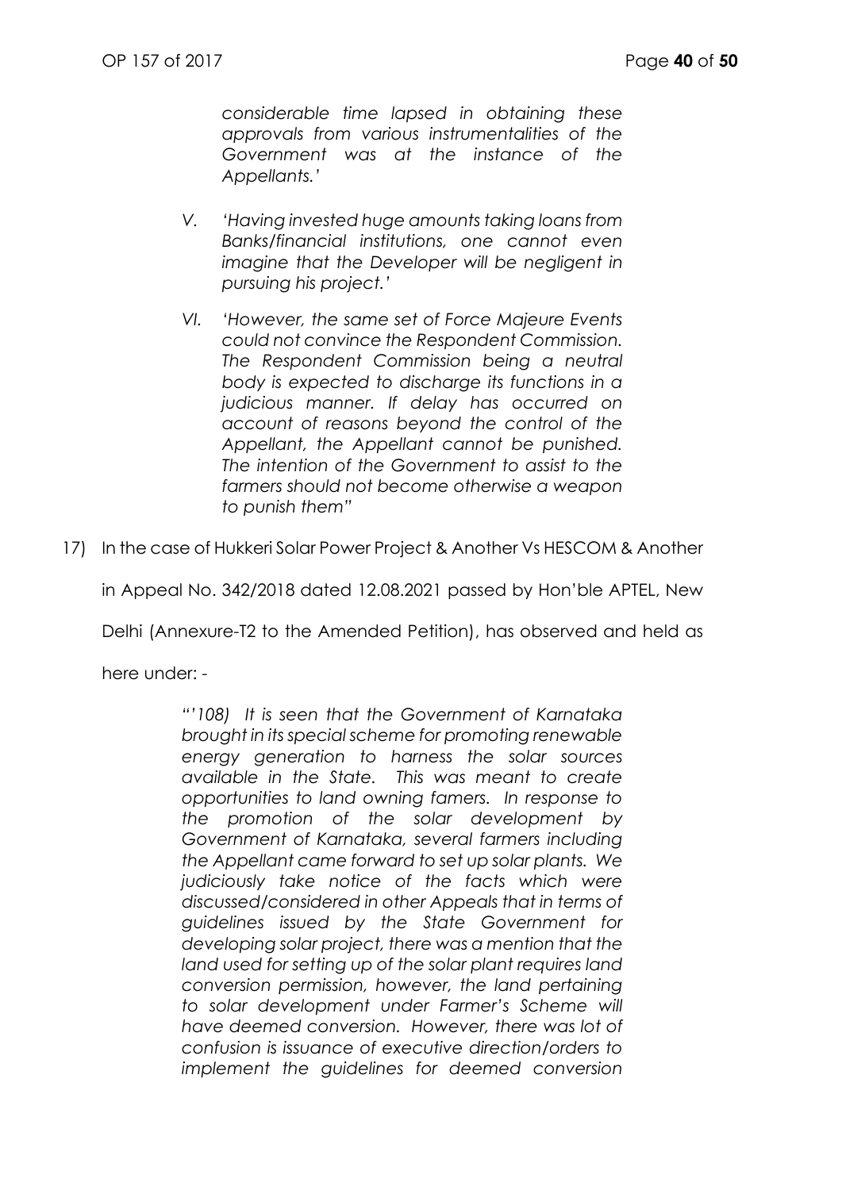*considerable time lapsed in obtaining these approvals from various instrumentalities of the Government was at the instance of the Appellants.'*

V. *'Having invested huge amounts taking loans from Banks/financial institutions, one cannot even imagine that the Developer will be negligent in pursuing his project.'*

VI. *'However, the same set of Force Majeure Events could not convince the Respondent Commission. The Respondent Commission being a neutral body is expected to discharge its functions in a judicious manner. If delay has occurred on account of reasons beyond the control of the Appellant, the Appellant cannot be punished. The intention of the Government to assist to the farmers should not become otherwise a weapon to punish them"*

17) In the case of Hukkeri Solar Power Project & Another Vs HESCOM & Another in Appeal No. 342/2018 dated 12.08.2021 passed by Hon'ble APTEL, New Delhi (Annexure-T2 to the Amended Petition), has observed and held as here under: -

> *"'108) It is seen that the Government of Karnataka brought in its special scheme for promoting renewable energy generation to harness the solar sources available in the State. This was meant to create opportunities to land owning famers. In response to the promotion of the solar development by Government of Karnataka, several farmers including the Appellant came forward to set up solar plants. We judiciously take notice of the facts which were discussed/considered in other Appeals that in terms of guidelines issued by the State Government for developing solar project, there was a mention that the land used for setting up of the solar plant requires land conversion permission, however, the land pertaining to solar development under Farmer's Scheme will have deemed conversion. However, there was lot of confusion is issuance of executive direction/orders to implement the guidelines for deemed conversion*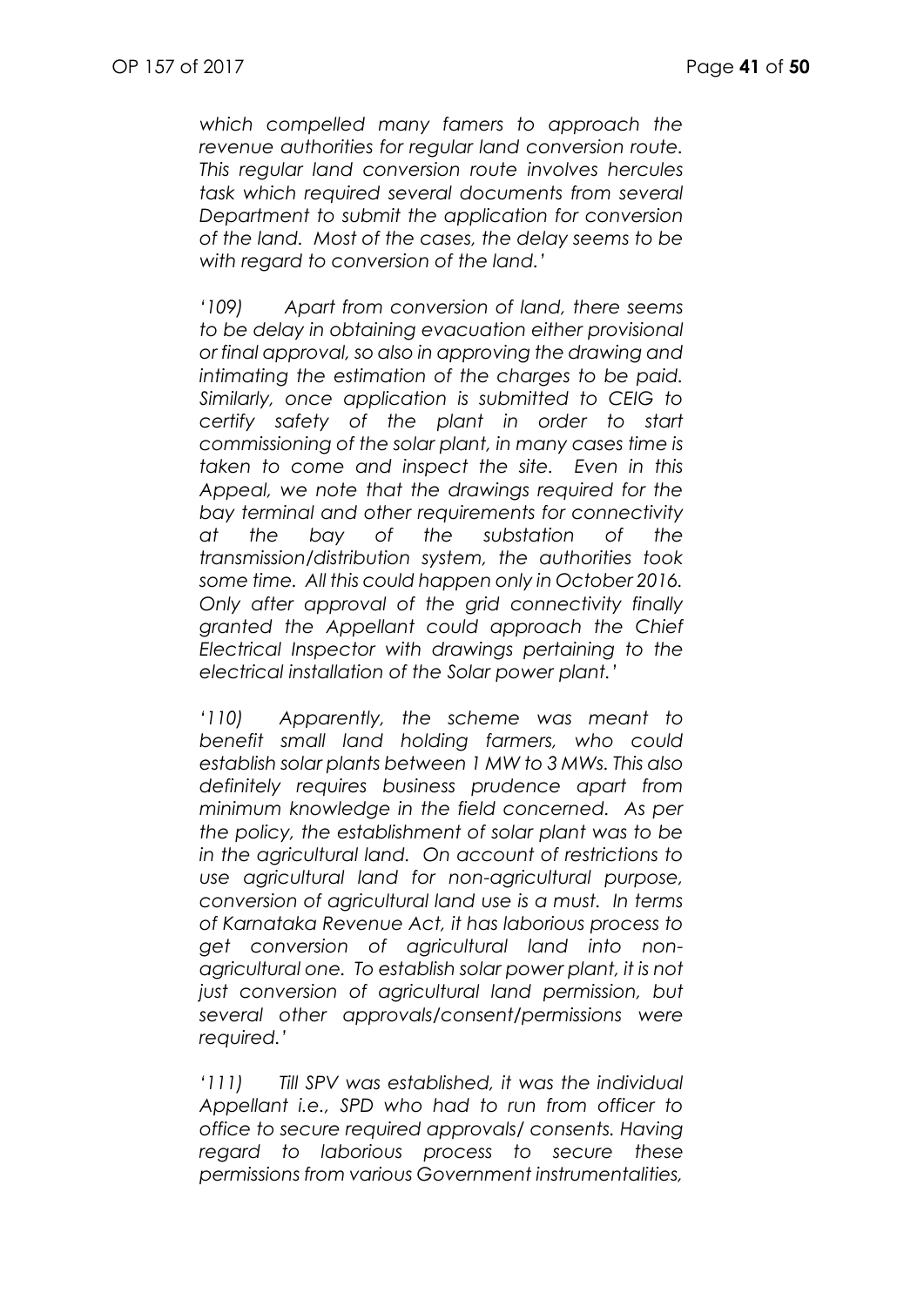*which compelled many famers to approach the revenue authorities for regular land conversion route. This regular land conversion route involves hercules task which required several documents from several Department to submit the application for conversion of the land. Most of the cases, the delay seems to be with regard to conversion of the land.'*

*'109) Apart from conversion of land, there seems to be delay in obtaining evacuation either provisional or final approval, so also in approving the drawing and intimating the estimation of the charges to be paid. Similarly, once application is submitted to CEIG to certify safety of the plant in order to start commissioning of the solar plant, in many cases time is taken to come and inspect the site. Even in this Appeal, we note that the drawings required for the bay terminal and other requirements for connectivity at the bay of the substation of the transmission/distribution system, the authorities took some time. All this could happen only in October 2016. Only after approval of the grid connectivity finally granted the Appellant could approach the Chief Electrical Inspector with drawings pertaining to the electrical installation of the Solar power plant.'*

*'110) Apparently, the scheme was meant to benefit small land holding farmers, who could establish solar plants between 1 MW to 3 MWs. This also definitely requires business prudence apart from minimum knowledge in the field concerned. As per the policy, the establishment of solar plant was to be in the agricultural land. On account of restrictions to use agricultural land for non-agricultural purpose, conversion of agricultural land use is a must. In terms of Karnataka Revenue Act, it has laborious process to get conversion of agricultural land into non-agricultural one. To establish solar power plant, it is not just conversion of agricultural land permission, but several other approvals/consent/permissions were required.'*

*'111) Till SPV was established, it was the individual Appellant i.e., SPD who had to run from officer to office to secure required approvals/ consents. Having regard to laborious process to secure these permissions from various Government instrumentalities,*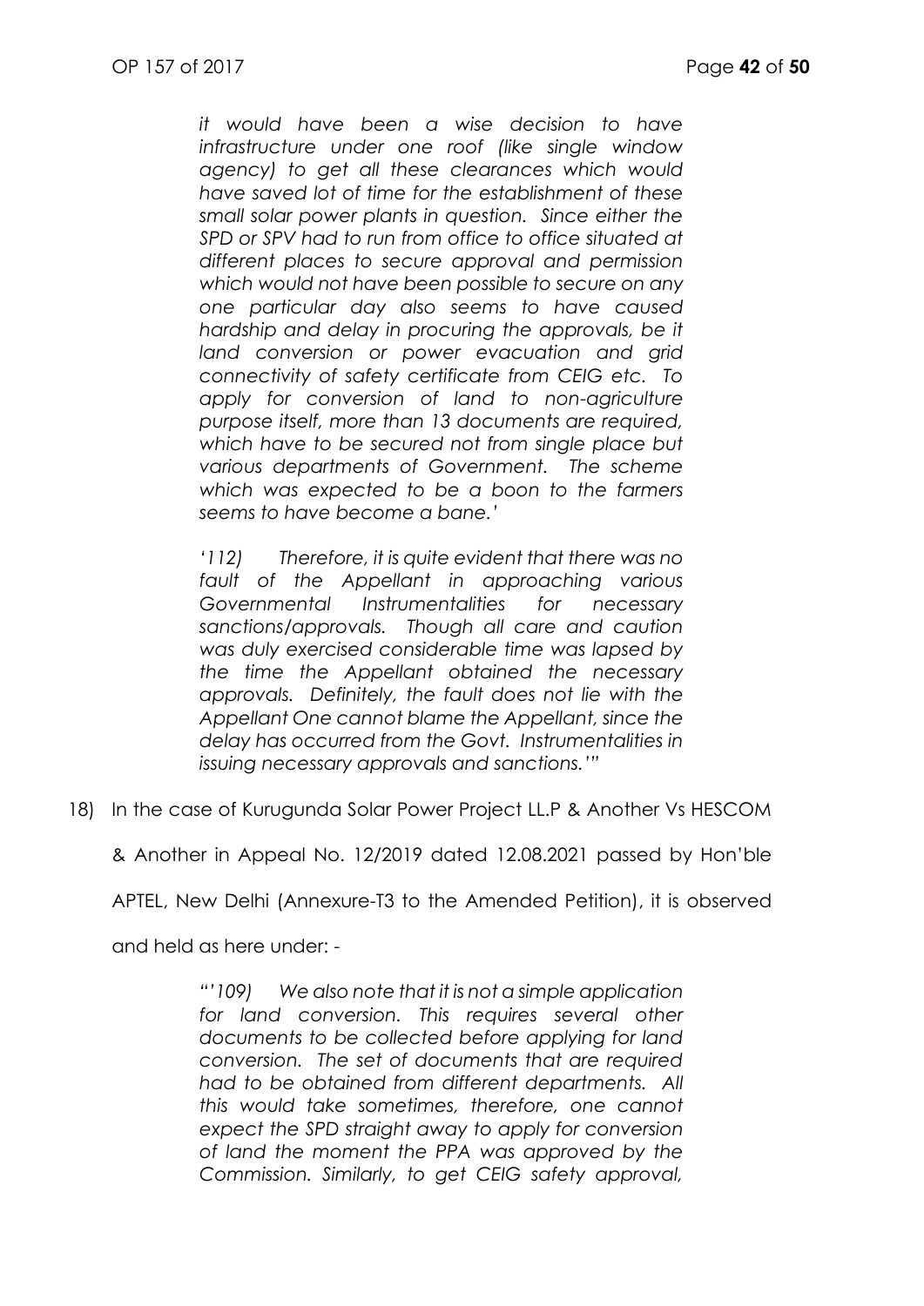*it would have been a wise decision to have infrastructure under one roof (like single window agency) to get all these clearances which would have saved lot of time for the establishment of these small solar power plants in question. Since either the SPD or SPV had to run from office to office situated at different places to secure approval and permission which would not have been possible to secure on any one particular day also seems to have caused hardship and delay in procuring the approvals, be it land conversion or power evacuation and grid connectivity of safety certificate from CEIG etc. To apply for conversion of land to non-agriculture purpose itself, more than 13 documents are required, which have to be secured not from single place but various departments of Government. The scheme which was expected to be a boon to the farmers seems to have become a bane.'*

*'112) Therefore, it is quite evident that there was no fault of the Appellant in approaching various Governmental Instrumentalities for necessary sanctions/approvals. Though all care and caution was duly exercised considerable time was lapsed by the time the Appellant obtained the necessary approvals. Definitely, the fault does not lie with the Appellant One cannot blame the Appellant, since the delay has occurred from the Govt. Instrumentalities in issuing necessary approvals and sanctions.'"*

18) In the case of Kurugunda Solar Power Project LL.P & Another Vs HESCOM & Another in Appeal No. 12/2019 dated 12.08.2021 passed by Hon'ble APTEL, New Delhi (Annexure-T3 to the Amended Petition), it is observed and held as here under: -

*"'109) We also note that it is not a simple application for land conversion. This requires several other documents to be collected before applying for land conversion. The set of documents that are required had to be obtained from different departments. All this would take sometimes, therefore, one cannot expect the SPD straight away to apply for conversion of land the moment the PPA was approved by the Commission. Similarly, to get CEIG safety approval,*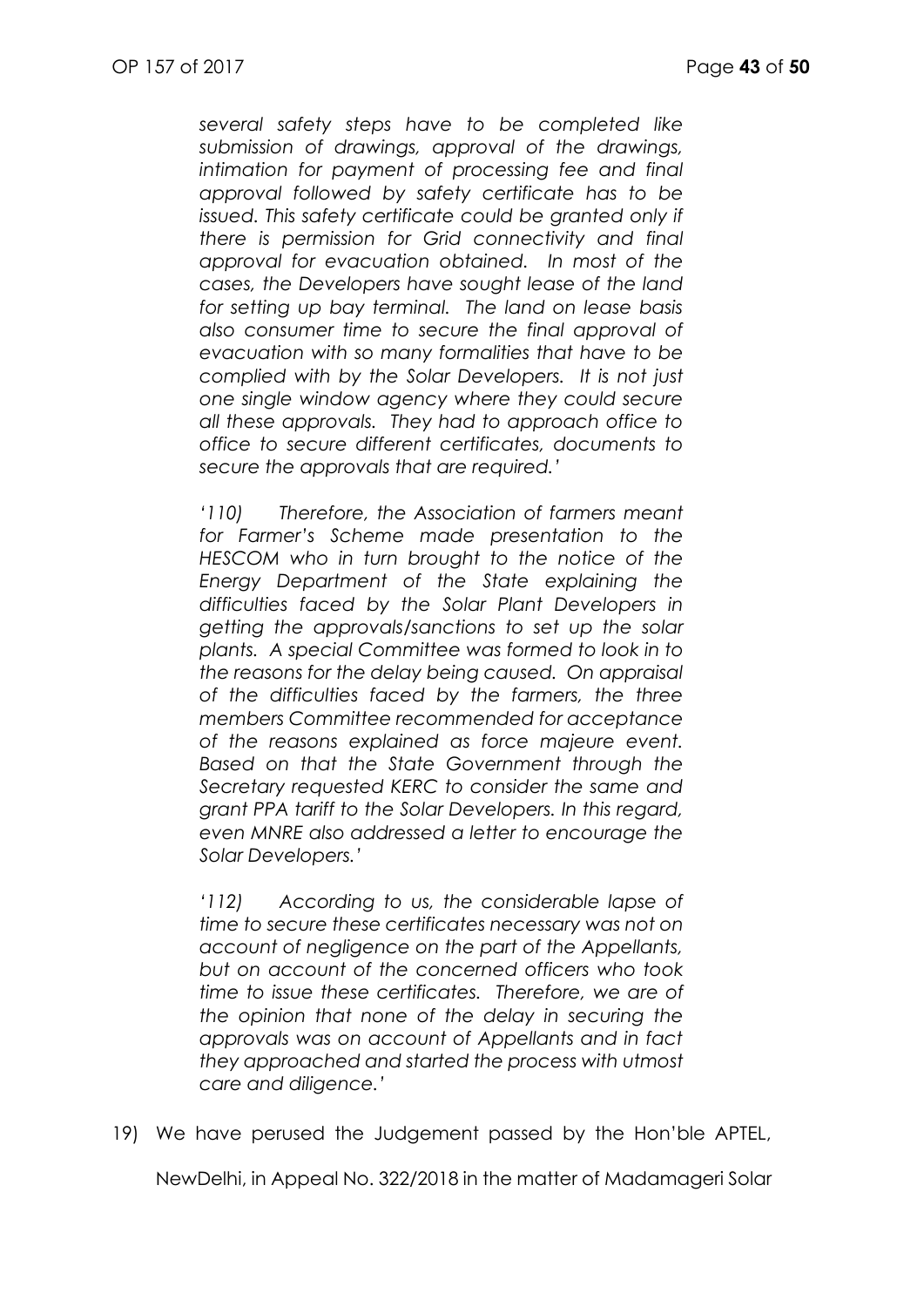*several safety steps have to be completed like submission of drawings, approval of the drawings, intimation for payment of processing fee and final approval followed by safety certificate has to be issued. This safety certificate could be granted only if there is permission for Grid connectivity and final approval for evacuation obtained. In most of the cases, the Developers have sought lease of the land for setting up bay terminal. The land on lease basis also consumer time to secure the final approval of evacuation with so many formalities that have to be complied with by the Solar Developers. It is not just one single window agency where they could secure all these approvals. They had to approach office to office to secure different certificates, documents to secure the approvals that are required.'*

*'110) Therefore, the Association of farmers meant for Farmer's Scheme made presentation to the HESCOM who in turn brought to the notice of the Energy Department of the State explaining the difficulties faced by the Solar Plant Developers in getting the approvals/sanctions to set up the solar plants. A special Committee was formed to look in to the reasons for the delay being caused. On appraisal of the difficulties faced by the farmers, the three members Committee recommended for acceptance of the reasons explained as force majeure event. Based on that the State Government through the Secretary requested KERC to consider the same and grant PPA tariff to the Solar Developers. In this regard, even MNRE also addressed a letter to encourage the Solar Developers.'*

*'112) According to us, the considerable lapse of time to secure these certificates necessary was not on account of negligence on the part of the Appellants, but on account of the concerned officers who took time to issue these certificates. Therefore, we are of the opinion that none of the delay in securing the approvals was on account of Appellants and in fact they approached and started the process with utmost care and diligence.'*

19) We have perused the Judgement passed by the Hon'ble APTEL, NewDelhi, in Appeal No. 322/2018 in the matter of Madamageri Solar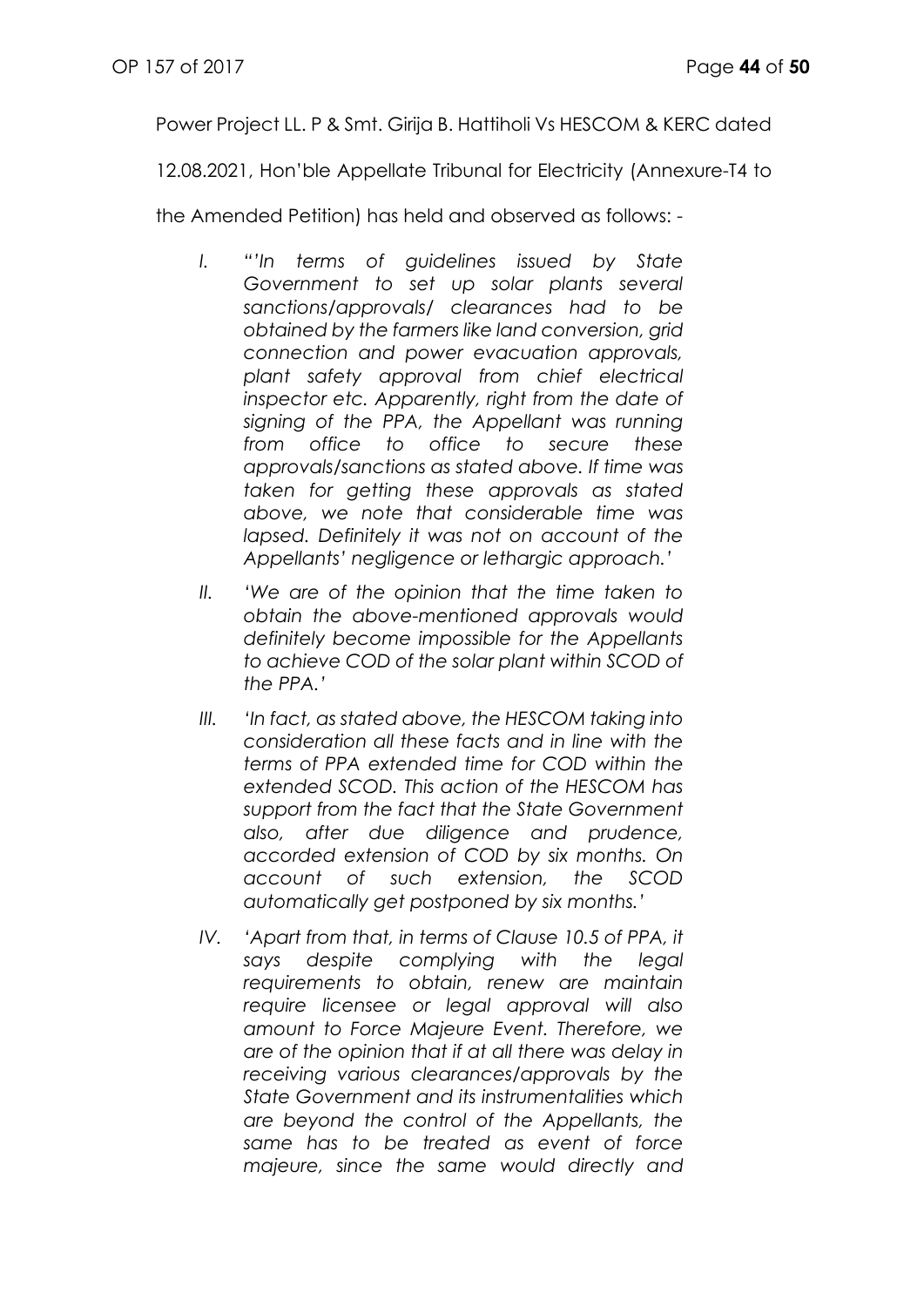Power Project LL. P & Smt. Girija B. Hattiholi Vs HESCOM & KERC dated 12.08.2021, Hon'ble Appellate Tribunal for Electricity (Annexure-T4 to the Amended Petition) has held and observed as follows: -

I. *"'In terms of guidelines issued by State Government to set up solar plants several sanctions/approvals/ clearances had to be obtained by the farmers like land conversion, grid connection and power evacuation approvals, plant safety approval from chief electrical inspector etc. Apparently, right from the date of signing of the PPA, the Appellant was running from office to office to secure these approvals/sanctions as stated above. If time was taken for getting these approvals as stated above, we note that considerable time was lapsed. Definitely it was not on account of the Appellants' negligence or lethargic approach.'*

II. *'We are of the opinion that the time taken to obtain the above-mentioned approvals would definitely become impossible for the Appellants to achieve COD of the solar plant within SCOD of the PPA.'*

III. *'In fact, as stated above, the HESCOM taking into consideration all these facts and in line with the terms of PPA extended time for COD within the extended SCOD. This action of the HESCOM has support from the fact that the State Government also, after due diligence and prudence, accorded extension of COD by six months. On account of such extension, the SCOD automatically get postponed by six months.'*

IV. *'Apart from that, in terms of Clause 10.5 of PPA, it says despite complying with the legal requirements to obtain, renew are maintain require licensee or legal approval will also amount to Force Majeure Event. Therefore, we are of the opinion that if at all there was delay in receiving various clearances/approvals by the State Government and its instrumentalities which are beyond the control of the Appellants, the same has to be treated as event of force majeure, since the same would directly and*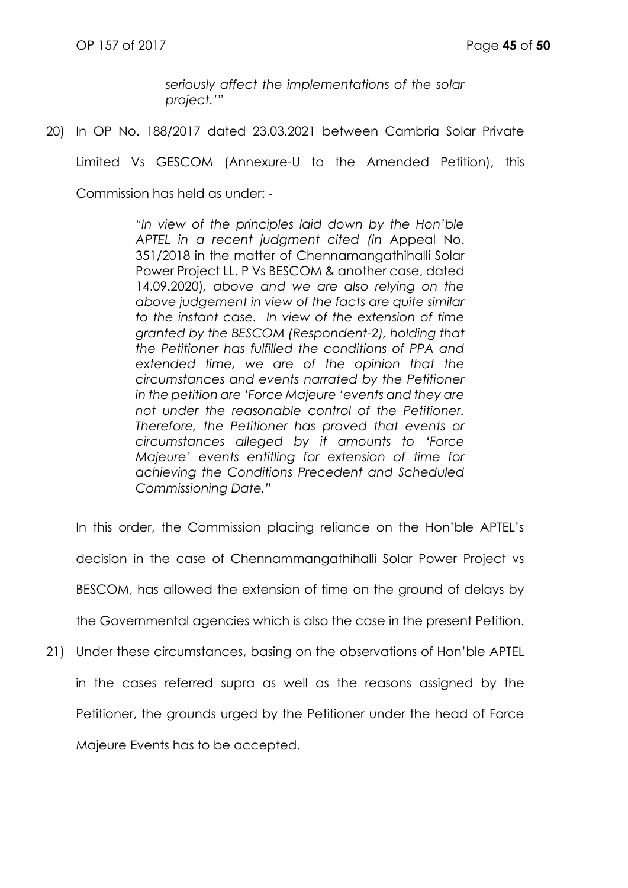*seriously affect the implementations of the solar project.'"*

20) In OP No. 188/2017 dated 23.03.2021 between Cambria Solar Private Limited Vs GESCOM (Annexure-U to the Amended Petition), this Commission has held as under: -

> *"In view of the principles laid down by the Hon'ble APTEL in a recent judgment cited (in* Appeal No. 351/2018 in the matter of Chennamangathihalli Solar Power Project LL. P Vs BESCOM & another case, dated 14.09.2020)*, above and we are also relying on the above judgement in view of the facts are quite similar to the instant case. In view of the extension of time granted by the BESCOM (Respondent-2), holding that the Petitioner has fulfilled the conditions of PPA and extended time, we are of the opinion that the circumstances and events narrated by the Petitioner in the petition are 'Force Majeure 'events and they are not under the reasonable control of the Petitioner. Therefore, the Petitioner has proved that events or circumstances alleged by it amounts to 'Force Majeure' events entitling for extension of time for achieving the Conditions Precedent and Scheduled Commissioning Date."*

In this order, the Commission placing reliance on the Hon'ble APTEL's decision in the case of Chennammangathihalli Solar Power Project vs BESCOM, has allowed the extension of time on the ground of delays by the Governmental agencies which is also the case in the present Petition.

21) Under these circumstances, basing on the observations of Hon'ble APTEL in the cases referred supra as well as the reasons assigned by the Petitioner, the grounds urged by the Petitioner under the head of Force Majeure Events has to be accepted.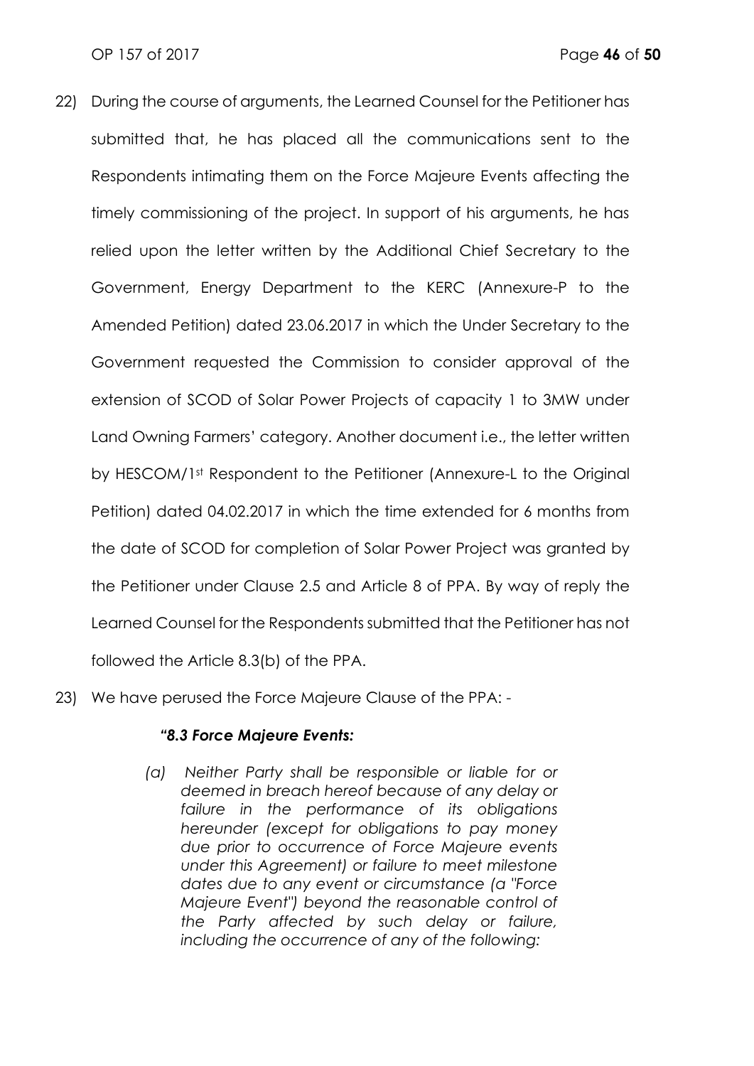22) During the course of arguments, the Learned Counsel for the Petitioner has submitted that, he has placed all the communications sent to the Respondents intimating them on the Force Majeure Events affecting the timely commissioning of the project. In support of his arguments, he has relied upon the letter written by the Additional Chief Secretary to the Government, Energy Department to the KERC (Annexure-P to the Amended Petition) dated 23.06.2017 in which the Under Secretary to the Government requested the Commission to consider approval of the extension of SCOD of Solar Power Projects of capacity 1 to 3MW under Land Owning Farmers' category. Another document i.e., the letter written by HESCOM/1st Respondent to the Petitioner (Annexure-L to the Original Petition) dated 04.02.2017 in which the time extended for 6 months from the date of SCOD for completion of Solar Power Project was granted by the Petitioner under Clause 2.5 and Article 8 of PPA. By way of reply the Learned Counsel for the Respondents submitted that the Petitioner has not followed the Article 8.3(b) of the PPA.

23) We have perused the Force Majeure Clause of the PPA: -

> ***"8.3 Force Majeure Events:***
>
> *(a) Neither Party shall be responsible or liable for or deemed in breach hereof because of any delay or failure in the performance of its obligations hereunder (except for obligations to pay money due prior to occurrence of Force Majeure events under this Agreement) or failure to meet milestone dates due to any event or circumstance (a "Force Majeure Event") beyond the reasonable control of the Party affected by such delay or failure, including the occurrence of any of the following:*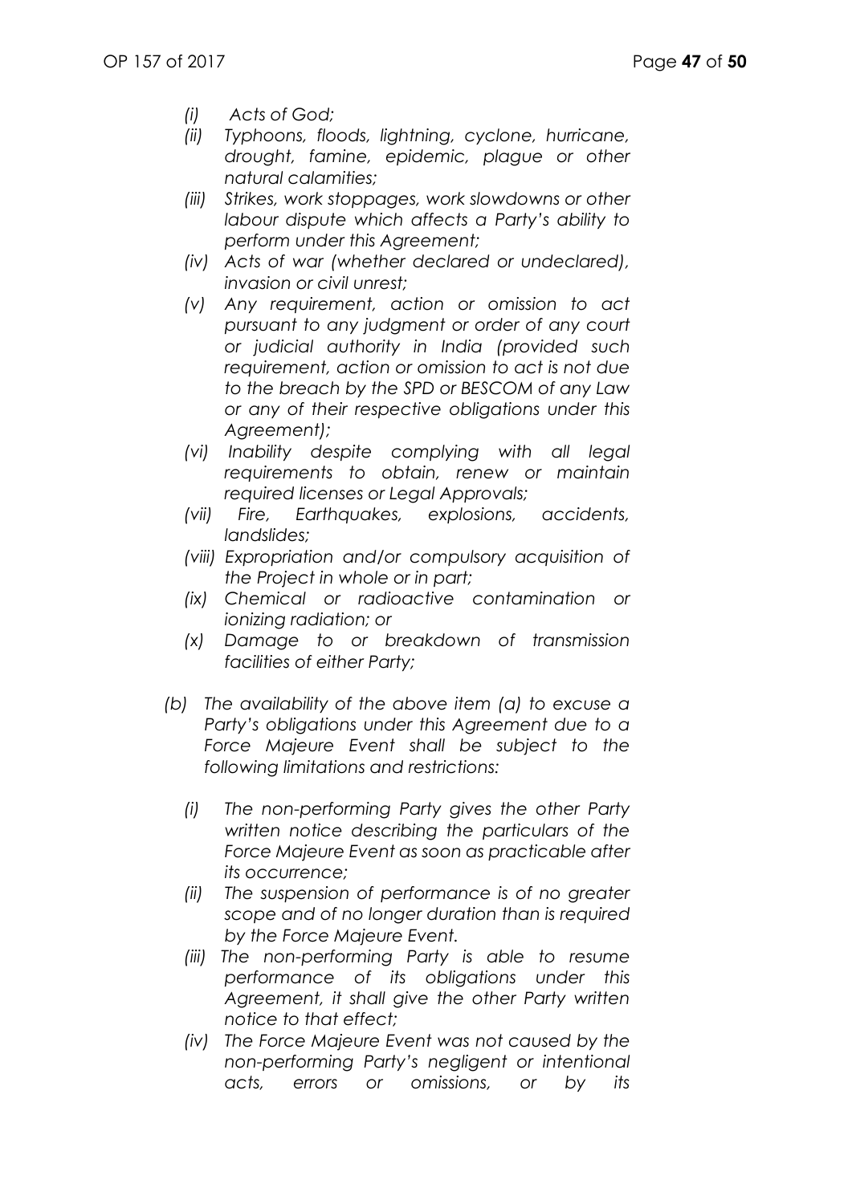*(i) Acts of God;*

*(ii) Typhoons, floods, lightning, cyclone, hurricane, drought, famine, epidemic, plague or other natural calamities;*

*(iii) Strikes, work stoppages, work slowdowns or other labour dispute which affects a Party's ability to perform under this Agreement;*

*(iv) Acts of war (whether declared or undeclared), invasion or civil unrest;*

*(v) Any requirement, action or omission to act pursuant to any judgment or order of any court or judicial authority in India (provided such requirement, action or omission to act is not due to the breach by the SPD or BESCOM of any Law or any of their respective obligations under this Agreement);*

*(vi) Inability despite complying with all legal requirements to obtain, renew or maintain required licenses or Legal Approvals;*

*(vii) Fire, Earthquakes, explosions, accidents, landslides;*

*(viii) Expropriation and/or compulsory acquisition of the Project in whole or in part;*

*(ix) Chemical or radioactive contamination or ionizing radiation; or*

*(x) Damage to or breakdown of transmission facilities of either Party;*

*(b) The availability of the above item (a) to excuse a Party's obligations under this Agreement due to a Force Majeure Event shall be subject to the following limitations and restrictions:*

*(i) The non-performing Party gives the other Party written notice describing the particulars of the Force Majeure Event as soon as practicable after its occurrence;*

*(ii) The suspension of performance is of no greater scope and of no longer duration than is required by the Force Majeure Event.*

*(iii) The non-performing Party is able to resume performance of its obligations under this Agreement, it shall give the other Party written notice to that effect;*

*(iv) The Force Majeure Event was not caused by the non-performing Party's negligent or intentional acts, errors or omissions, or by its*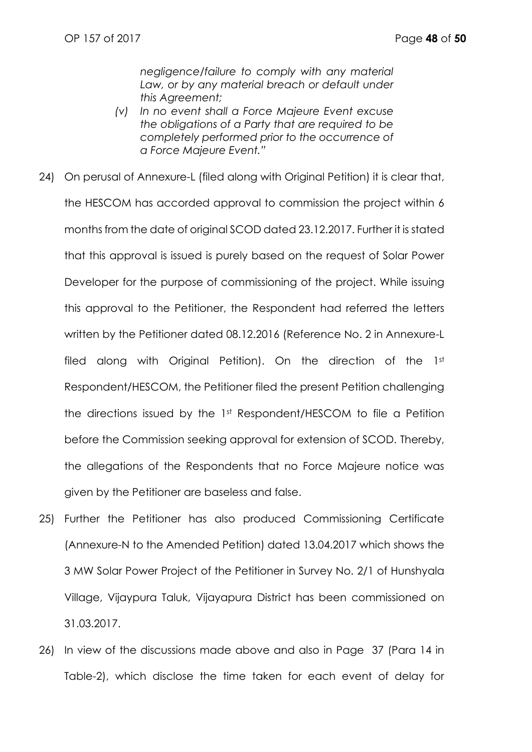*negligence/failure to comply with any material Law, or by any material breach or default under this Agreement;*

*(v) In no event shall a Force Majeure Event excuse the obligations of a Party that are required to be completely performed prior to the occurrence of a Force Majeure Event."*

24) On perusal of Annexure-L (filed along with Original Petition) it is clear that, the HESCOM has accorded approval to commission the project within 6 months from the date of original SCOD dated 23.12.2017. Further it is stated that this approval is issued is purely based on the request of Solar Power Developer for the purpose of commissioning of the project. While issuing this approval to the Petitioner, the Respondent had referred the letters written by the Petitioner dated 08.12.2016 (Reference No. 2 in Annexure-L filed along with Original Petition). On the direction of the 1st Respondent/HESCOM, the Petitioner filed the present Petition challenging the directions issued by the 1st Respondent/HESCOM to file a Petition before the Commission seeking approval for extension of SCOD. Thereby, the allegations of the Respondents that no Force Majeure notice was given by the Petitioner are baseless and false.

25) Further the Petitioner has also produced Commissioning Certificate (Annexure-N to the Amended Petition) dated 13.04.2017 which shows the 3 MW Solar Power Project of the Petitioner in Survey No. 2/1 of Hunshyala Village, Vijaypura Taluk, Vijayapura District has been commissioned on 31.03.2017.

26) In view of the discussions made above and also in Page 37 (Para 14 in Table-2), which disclose the time taken for each event of delay for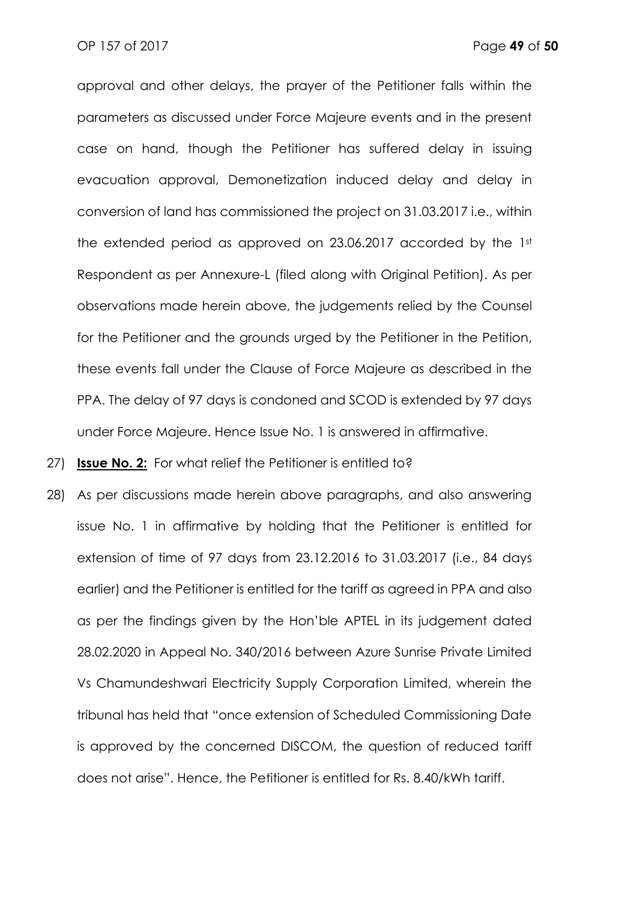approval and other delays, the prayer of the Petitioner falls within the parameters as discussed under Force Majeure events and in the present case on hand, though the Petitioner has suffered delay in issuing evacuation approval, Demonetization induced delay and delay in conversion of land has commissioned the project on 31.03.2017 i.e., within the extended period as approved on 23.06.2017 accorded by the 1st Respondent as per Annexure-L (filed along with Original Petition). As per observations made herein above, the judgements relied by the Counsel for the Petitioner and the grounds urged by the Petitioner in the Petition, these events fall under the Clause of Force Majeure as described in the PPA. The delay of 97 days is condoned and SCOD is extended by 97 days under Force Majeure. Hence Issue No. 1 is answered in affirmative.

27) **Issue No. 2:** For what relief the Petitioner is entitled to?

28) As per discussions made herein above paragraphs, and also answering issue No. 1 in affirmative by holding that the Petitioner is entitled for extension of time of 97 days from 23.12.2016 to 31.03.2017 (i.e., 84 days earlier) and the Petitioner is entitled for the tariff as agreed in PPA and also as per the findings given by the Hon'ble APTEL in its judgement dated 28.02.2020 in Appeal No. 340/2016 between Azure Sunrise Private Limited Vs Chamundeshwari Electricity Supply Corporation Limited, wherein the tribunal has held that "once extension of Scheduled Commissioning Date is approved by the concerned DISCOM, the question of reduced tariff does not arise". Hence, the Petitioner is entitled for Rs. 8.40/kWh tariff.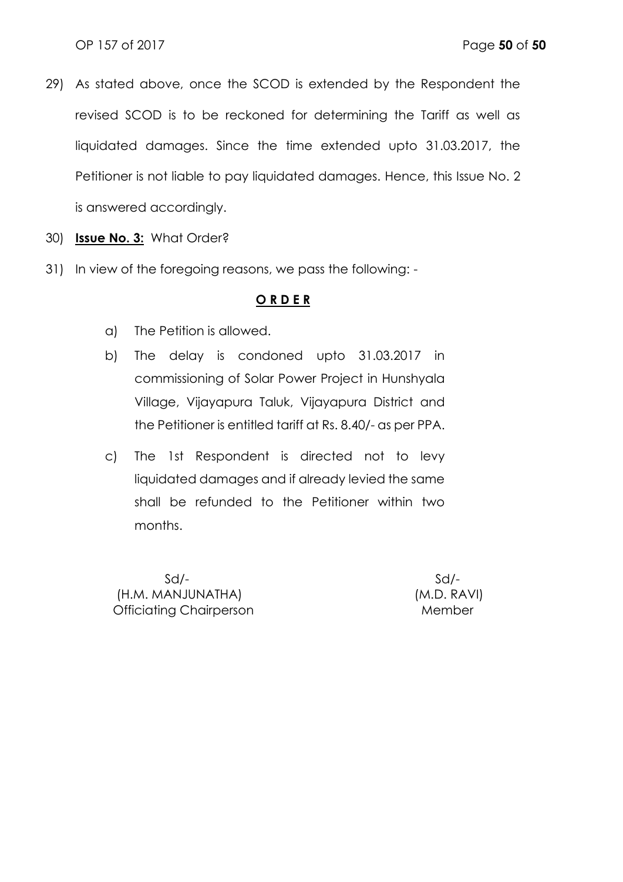29) As stated above, once the SCOD is extended by the Respondent the revised SCOD is to be reckoned for determining the Tariff as well as liquidated damages. Since the time extended upto 31.03.2017, the Petitioner is not liable to pay liquidated damages. Hence, this Issue No. 2 is answered accordingly.

30) **<u>Issue No. 3:</u>** What Order?

31) In view of the foregoing reasons, we pass the following: -

**<u>O R D E R</u>**

a) The Petition is allowed.

b) The delay is condoned upto 31.03.2017 in commissioning of Solar Power Project in Hunshyala Village, Vijayapura Taluk, Vijayapura District and the Petitioner is entitled tariff at Rs. 8.40/- as per PPA.

c) The 1st Respondent is directed not to levy liquidated damages and if already levied the same shall be refunded to the Petitioner within two months.

| | |
|---|---|
| Sd/- | Sd/- |
| (H.M. MANJUNATHA) | (M.D. RAVI) |
| Officiating Chairperson | Member |